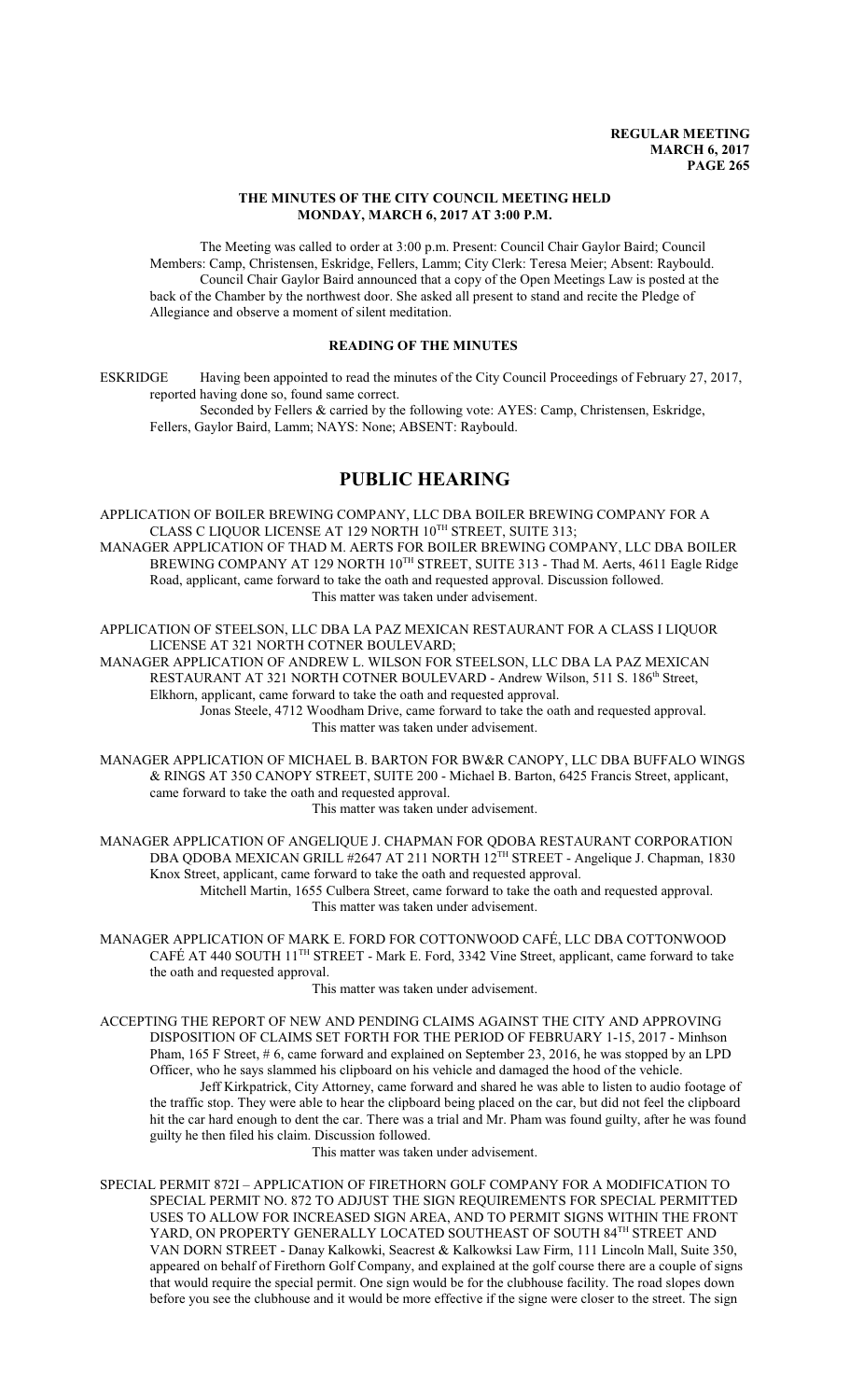**REGULAR MEETING**
**MARCH 6, 2017**

## THE MINUTES OF THE CITY COUNCIL MEETING HELD MONDAY, MARCH 6, 2017 AT 3:00 P.M.

The Meeting was called to order at 3:00 p.m. Present: Council Chair Gaylor Baird; Council Members: Camp, Christensen, Eskridge, Fellers, Lamm; City Clerk: Teresa Meier; Absent: Raybould.

Council Chair Gaylor Baird announced that a copy of the Open Meetings Law is posted at the back of the Chamber by the northwest door. She asked all present to stand and recite the Pledge of Allegiance and observe a moment of silent meditation.

### READING OF THE MINUTES

ESKRIDGE Having been appointed to read the minutes of the City Council Proceedings of February 27, 2017, reported having done so, found same correct.

Seconded by Fellers & carried by the following vote: AYES: Camp, Christensen, Eskridge, Fellers, Gaylor Baird, Lamm; NAYS: None; ABSENT: Raybould.

# PUBLIC HEARING

APPLICATION OF BOILER BREWING COMPANY, LLC DBA BOILER BREWING COMPANY FOR A CLASS C LIQUOR LICENSE AT 129 NORTH 10TH STREET, SUITE 313;
MANAGER APPLICATION OF THAD M. AERTS FOR BOILER BREWING COMPANY, LLC DBA BOILER BREWING COMPANY AT 129 NORTH 10TH STREET, SUITE 313 - Thad M. Aerts, 4611 Eagle Ridge Road, applicant, came forward to take the oath and requested approval. Discussion followed.
This matter was taken under advisement.

APPLICATION OF STEELSON, LLC DBA LA PAZ MEXICAN RESTAURANT FOR A CLASS I LIQUOR LICENSE AT 321 NORTH COTNER BOULEVARD;
MANAGER APPLICATION OF ANDREW L. WILSON FOR STEELSON, LLC DBA LA PAZ MEXICAN RESTAURANT AT 321 NORTH COTNER BOULEVARD - Andrew Wilson, 511 S. 186th Street, Elkhorn, applicant, came forward to take the oath and requested approval.
Jonas Steele, 4712 Woodham Drive, came forward to take the oath and requested approval.
This matter was taken under advisement.

MANAGER APPLICATION OF MICHAEL B. BARTON FOR BW&R CANOPY, LLC DBA BUFFALO WINGS & RINGS AT 350 CANOPY STREET, SUITE 200 - Michael B. Barton, 6425 Francis Street, applicant, came forward to take the oath and requested approval.
This matter was taken under advisement.

MANAGER APPLICATION OF ANGELIQUE J. CHAPMAN FOR QDOBA RESTAURANT CORPORATION DBA QDOBA MEXICAN GRILL #2647 AT 211 NORTH 12TH STREET - Angelique J. Chapman, 1830 Knox Street, applicant, came forward to take the oath and requested approval.
Mitchell Martin, 1655 Culbera Street, came forward to take the oath and requested approval.
This matter was taken under advisement.

MANAGER APPLICATION OF MARK E. FORD FOR COTTONWOOD CAFÉ, LLC DBA COTTONWOOD CAFÉ AT 440 SOUTH 11TH STREET - Mark E. Ford, 3342 Vine Street, applicant, came forward to take the oath and requested approval.
This matter was taken under advisement.

ACCEPTING THE REPORT OF NEW AND PENDING CLAIMS AGAINST THE CITY AND APPROVING DISPOSITION OF CLAIMS SET FORTH FOR THE PERIOD OF FEBRUARY 1-15, 2017 - Minhson Pham, 165 F Street, # 6, came forward and explained on September 23, 2016, he was stopped by an LPD Officer, who he says slammed his clipboard on his vehicle and damaged the hood of the vehicle.
Jeff Kirkpatrick, City Attorney, came forward and shared he was able to listen to audio footage of the traffic stop. They were able to hear the clipboard being placed on the car, but did not feel the clipboard hit the car hard enough to dent the car. There was a trial and Mr. Pham was found guilty, after he was found guilty he then filed his claim. Discussion followed.
This matter was taken under advisement.

SPECIAL PERMIT 872I – APPLICATION OF FIRETHORN GOLF COMPANY FOR A MODIFICATION TO SPECIAL PERMIT NO. 872 TO ADJUST THE SIGN REQUIREMENTS FOR SPECIAL PERMITTED USES TO ALLOW FOR INCREASED SIGN AREA, AND TO PERMIT SIGNS WITHIN THE FRONT YARD, ON PROPERTY GENERALLY LOCATED SOUTHEAST OF SOUTH 84TH STREET AND VAN DORN STREET - Danay Kalkowki, Seacrest & Kalkowksi Law Firm, 111 Lincoln Mall, Suite 350, appeared on behalf of Firethorn Golf Company, and explained at the golf course there are a couple of signs that would require the special permit. One sign would be for the clubhouse facility. The road slopes down before you see the clubhouse and it would be more effective if the signe were closer to the street. The sign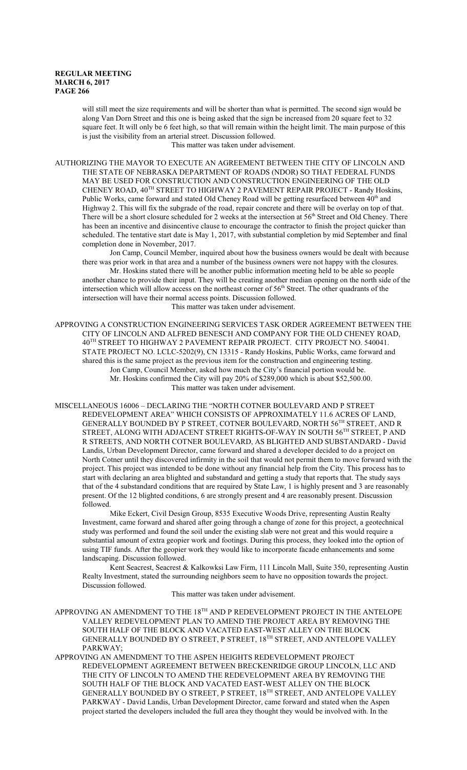will still meet the size requirements and will be shorter than what is permitted. The second sign would be along Van Dorn Street and this one is being asked that the sign be increased from 20 square feet to 32 square feet. It will only be 6 feet high, so that will remain within the height limit. The main purpose of this is just the visibility from an arterial street. Discussion followed.

This matter was taken under advisement.

AUTHORIZING THE MAYOR TO EXECUTE AN AGREEMENT BETWEEN THE CITY OF LINCOLN AND THE STATE OF NEBRASKA DEPARTMENT OF ROADS (NDOR) SO THAT FEDERAL FUNDS MAY BE USED FOR CONSTRUCTION AND CONSTRUCTION ENGINEERING OF THE OLD CHENEY ROAD, 40TH STREET TO HIGHWAY 2 PAVEMENT REPAIR PROJECT - Randy Hoskins, Public Works, came forward and stated Old Cheney Road will be getting resurfaced between 40th and Highway 2. This will fix the subgrade of the road, repair concrete and there will be overlay on top of that. There will be a short closure scheduled for 2 weeks at the intersection at 56th Street and Old Cheney. There has been an incentive and disincentive clause to encourage the contractor to finish the project quicker than scheduled. The tentative start date is May 1, 2017, with substantial completion by mid September and final completion done in November, 2017.

Jon Camp, Council Member, inquired about how the business owners would be dealt with because there was prior work in that area and a number of the business owners were not happy with the closures.

Mr. Hoskins stated there will be another public information meeting held to be able so people another chance to provide their input. They will be creating another median opening on the north side of the intersection which will allow access on the northeast corner of 56th Street. The other quadrants of the intersection will have their normal access points. Discussion followed.

This matter was taken under advisement.

APPROVING A CONSTRUCTION ENGINEERING SERVICES TASK ORDER AGREEMENT BETWEEN THE CITY OF LINCOLN AND ALFRED BENESCH AND COMPANY FOR THE OLD CHENEY ROAD, 40TH STREET TO HIGHWAY 2 PAVEMENT REPAIR PROJECT. CITY PROJECT NO. 540041. STATE PROJECT NO. LCLC-5202(9), CN 13315 - Randy Hoskins, Public Works, came forward and shared this is the same project as the previous item for the construction and engineering testing.

Jon Camp, Council Member, asked how much the City's financial portion would be.

Mr. Hoskins confirmed the City will pay 20% of $289,000 which is about $52,500.00.

This matter was taken under advisement.

MISCELLANEOUS 16006 – DECLARING THE "NORTH COTNER BOULEVARD AND P STREET REDEVELOPMENT AREA" WHICH CONSISTS OF APPROXIMATELY 11.6 ACRES OF LAND, GENERALLY BOUNDED BY P STREET, COTNER BOULEVARD, NORTH 56TH STREET, AND R STREET, ALONG WITH ADJACENT STREET RIGHTS-OF-WAY IN SOUTH 56TH STREET, P AND R STREETS, AND NORTH COTNER BOULEVARD, AS BLIGHTED AND SUBSTANDARD - David Landis, Urban Development Director, came forward and shared a developer decided to do a project on North Cotner until they discovered infirmity in the soil that would not permit them to move forward with the project. This project was intended to be done without any financial help from the City. This process has to start with declaring an area blighted and substandard and getting a study that reports that. The study says that of the 4 substandard conditions that are required by State Law, 1 is highly present and 3 are reasonably present. Of the 12 blighted conditions, 6 are strongly present and 4 are reasonably present. Discussion followed.

Mike Eckert, Civil Design Group, 8535 Executive Woods Drive, representing Austin Realty Investment, came forward and shared after going through a change of zone for this project, a geotechnical study was performed and found the soil under the existing slab were not great and this would require a substantial amount of extra geopier work and footings. During this process, they looked into the option of using TIF funds. After the geopier work they would like to incorporate facade enhancements and some landscaping. Discussion followed.

Kent Seacrest, Seacrest & Kalkowksi Law Firm, 111 Lincoln Mall, Suite 350, representing Austin Realty Investment, stated the surrounding neighbors seem to have no opposition towards the project. Discussion followed.

This matter was taken under advisement.

APPROVING AN AMENDMENT TO THE 18TH AND P REDEVELOPMENT PROJECT IN THE ANTELOPE VALLEY REDEVELOPMENT PLAN TO AMEND THE PROJECT AREA BY REMOVING THE SOUTH HALF OF THE BLOCK AND VACATED EAST-WEST ALLEY ON THE BLOCK GENERALLY BOUNDED BY O STREET, P STREET, 18TH STREET, AND ANTELOPE VALLEY PARKWAY;

APPROVING AN AMENDMENT TO THE ASPEN HEIGHTS REDEVELOPMENT PROJECT REDEVELOPMENT AGREEMENT BETWEEN BRECKENRIDGE GROUP LINCOLN, LLC AND THE CITY OF LINCOLN TO AMEND THE REDEVELOPMENT AREA BY REMOVING THE SOUTH HALF OF THE BLOCK AND VACATED EAST-WEST ALLEY ON THE BLOCK GENERALLY BOUNDED BY O STREET, P STREET, 18TH STREET, AND ANTELOPE VALLEY PARKWAY - David Landis, Urban Development Director, came forward and stated when the Aspen project started the developers included the full area they thought they would be involved with. In the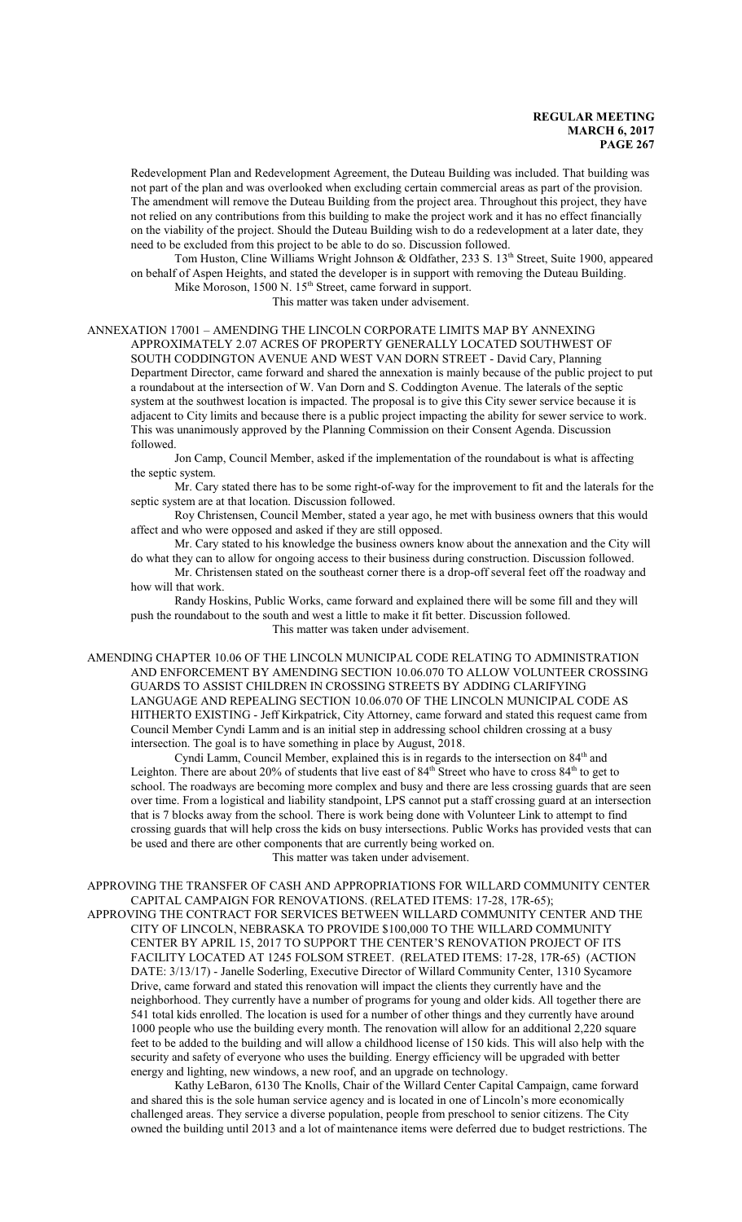Redevelopment Plan and Redevelopment Agreement, the Duteau Building was included. That building was not part of the plan and was overlooked when excluding certain commercial areas as part of the provision. The amendment will remove the Duteau Building from the project area. Throughout this project, they have not relied on any contributions from this building to make the project work and it has no effect financially on the viability of the project. Should the Duteau Building wish to do a redevelopment at a later date, they need to be excluded from this project to be able to do so. Discussion followed.

Tom Huston, Cline Williams Wright Johnson & Oldfather, 233 S. 13th Street, Suite 1900, appeared on behalf of Aspen Heights, and stated the developer is in support with removing the Duteau Building.

Mike Moroson, 1500 N. 15th Street, came forward in support.

This matter was taken under advisement.

ANNEXATION 17001 – AMENDING THE LINCOLN CORPORATE LIMITS MAP BY ANNEXING APPROXIMATELY 2.07 ACRES OF PROPERTY GENERALLY LOCATED SOUTHWEST OF SOUTH CODDINGTON AVENUE AND WEST VAN DORN STREET - David Cary, Planning Department Director, came forward and shared the annexation is mainly because of the public project to put a roundabout at the intersection of W. Van Dorn and S. Coddington Avenue. The laterals of the septic system at the southwest location is impacted. The proposal is to give this City sewer service because it is adjacent to City limits and because there is a public project impacting the ability for sewer service to work. This was unanimously approved by the Planning Commission on their Consent Agenda. Discussion followed.

Jon Camp, Council Member, asked if the implementation of the roundabout is what is affecting the septic system.

Mr. Cary stated there has to be some right-of-way for the improvement to fit and the laterals for the septic system are at that location. Discussion followed.

Roy Christensen, Council Member, stated a year ago, he met with business owners that this would affect and who were opposed and asked if they are still opposed.

Mr. Cary stated to his knowledge the business owners know about the annexation and the City will do what they can to allow for ongoing access to their business during construction. Discussion followed.

Mr. Christensen stated on the southeast corner there is a drop-off several feet off the roadway and how will that work.

Randy Hoskins, Public Works, came forward and explained there will be some fill and they will push the roundabout to the south and west a little to make it fit better. Discussion followed.

This matter was taken under advisement.

AMENDING CHAPTER 10.06 OF THE LINCOLN MUNICIPAL CODE RELATING TO ADMINISTRATION AND ENFORCEMENT BY AMENDING SECTION 10.06.070 TO ALLOW VOLUNTEER CROSSING GUARDS TO ASSIST CHILDREN IN CROSSING STREETS BY ADDING CLARIFYING LANGUAGE AND REPEALING SECTION 10.06.070 OF THE LINCOLN MUNICIPAL CODE AS HITHERTO EXISTING - Jeff Kirkpatrick, City Attorney, came forward and stated this request came from Council Member Cyndi Lamm and is an initial step in addressing school children crossing at a busy intersection. The goal is to have something in place by August, 2018.

Cyndi Lamm, Council Member, explained this is in regards to the intersection on 84th and Leighton. There are about 20% of students that live east of 84th Street who have to cross 84th to get to school. The roadways are becoming more complex and busy and there are less crossing guards that are seen over time. From a logistical and liability standpoint, LPS cannot put a staff crossing guard at an intersection that is 7 blocks away from the school. There is work being done with Volunteer Link to attempt to find crossing guards that will help cross the kids on busy intersections. Public Works has provided vests that can be used and there are other components that are currently being worked on.

This matter was taken under advisement.

APPROVING THE TRANSFER OF CASH AND APPROPRIATIONS FOR WILLARD COMMUNITY CENTER CAPITAL CAMPAIGN FOR RENOVATIONS. (RELATED ITEMS: 17-28, 17R-65);

APPROVING THE CONTRACT FOR SERVICES BETWEEN WILLARD COMMUNITY CENTER AND THE CITY OF LINCOLN, NEBRASKA TO PROVIDE $100,000 TO THE WILLARD COMMUNITY CENTER BY APRIL 15, 2017 TO SUPPORT THE CENTER'S RENOVATION PROJECT OF ITS FACILITY LOCATED AT 1245 FOLSOM STREET. (RELATED ITEMS: 17-28, 17R-65) (ACTION DATE: 3/13/17) - Janelle Soderling, Executive Director of Willard Community Center, 1310 Sycamore Drive, came forward and stated this renovation will impact the clients they currently have and the neighborhood. They currently have a number of programs for young and older kids. All together there are 541 total kids enrolled. The location is used for a number of other things and they currently have around 1000 people who use the building every month. The renovation will allow for an additional 2,220 square feet to be added to the building and will allow a childhood license of 150 kids. This will also help with the security and safety of everyone who uses the building. Energy efficiency will be upgraded with better energy and lighting, new windows, a new roof, and an upgrade on technology.

Kathy LeBaron, 6130 The Knolls, Chair of the Willard Center Capital Campaign, came forward and shared this is the sole human service agency and is located in one of Lincoln's more economically challenged areas. They service a diverse population, people from preschool to senior citizens. The City owned the building until 2013 and a lot of maintenance items were deferred due to budget restrictions. The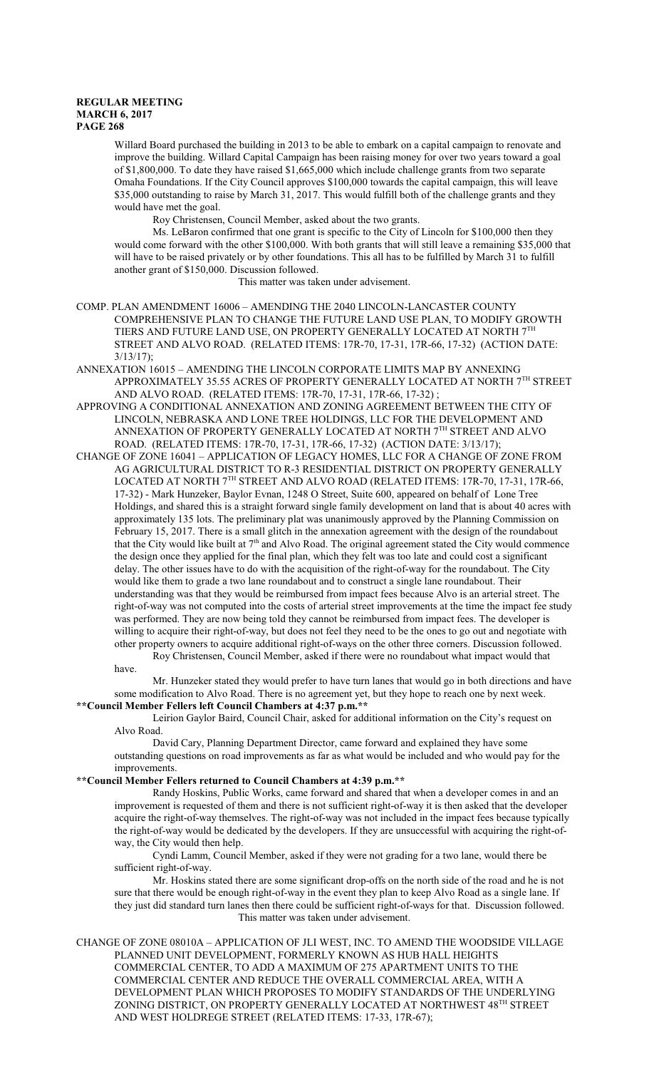Willard Board purchased the building in 2013 to be able to embark on a capital campaign to renovate and improve the building. Willard Capital Campaign has been raising money for over two years toward a goal of $1,800,000. To date they have raised $1,665,000 which include challenge grants from two separate Omaha Foundations. If the City Council approves $100,000 towards the capital campaign, this will leave $35,000 outstanding to raise by March 31, 2017. This would fulfill both of the challenge grants and they would have met the goal.

Roy Christensen, Council Member, asked about the two grants.

Ms. LeBaron confirmed that one grant is specific to the City of Lincoln for $100,000 then they would come forward with the other $100,000. With both grants that will still leave a remaining $35,000 that will have to be raised privately or by other foundations. This all has to be fulfilled by March 31 to fulfill another grant of $150,000. Discussion followed.

This matter was taken under advisement.

COMP. PLAN AMENDMENT 16006 – AMENDING THE 2040 LINCOLN-LANCASTER COUNTY COMPREHENSIVE PLAN TO CHANGE THE FUTURE LAND USE PLAN, TO MODIFY GROWTH TIERS AND FUTURE LAND USE, ON PROPERTY GENERALLY LOCATED AT NORTH 7TH STREET AND ALVO ROAD. (RELATED ITEMS: 17R-70, 17-31, 17R-66, 17-32) (ACTION DATE: 3/13/17);

ANNEXATION 16015 – AMENDING THE LINCOLN CORPORATE LIMITS MAP BY ANNEXING APPROXIMATELY 35.55 ACRES OF PROPERTY GENERALLY LOCATED AT NORTH 7TH STREET AND ALVO ROAD. (RELATED ITEMS: 17R-70, 17-31, 17R-66, 17-32) ;

APPROVING A CONDITIONAL ANNEXATION AND ZONING AGREEMENT BETWEEN THE CITY OF LINCOLN, NEBRASKA AND LONE TREE HOLDINGS, LLC FOR THE DEVELOPMENT AND ANNEXATION OF PROPERTY GENERALLY LOCATED AT NORTH 7TH STREET AND ALVO ROAD. (RELATED ITEMS: 17R-70, 17-31, 17R-66, 17-32) (ACTION DATE: 3/13/17);

CHANGE OF ZONE 16041 – APPLICATION OF LEGACY HOMES, LLC FOR A CHANGE OF ZONE FROM AG AGRICULTURAL DISTRICT TO R-3 RESIDENTIAL DISTRICT ON PROPERTY GENERALLY LOCATED AT NORTH 7TH STREET AND ALVO ROAD (RELATED ITEMS: 17R-70, 17-31, 17R-66, 17-32) - Mark Hunzeker, Baylor Evnan, 1248 O Street, Suite 600, appeared on behalf of Lone Tree Holdings, and shared this is a straight forward single family development on land that is about 40 acres with approximately 135 lots. The preliminary plat was unanimously approved by the Planning Commission on February 15, 2017. There is a small glitch in the annexation agreement with the design of the roundabout that the City would like built at 7th and Alvo Road. The original agreement stated the City would commence the design once they applied for the final plan, which they felt was too late and could cost a significant delay. The other issues have to do with the acquisition of the right-of-way for the roundabout. The City would like them to grade a two lane roundabout and to construct a single lane roundabout. Their understanding was that they would be reimbursed from impact fees because Alvo is an arterial street. The right-of-way was not computed into the costs of arterial street improvements at the time the impact fee study was performed. They are now being told they cannot be reimbursed from impact fees. The developer is willing to acquire their right-of-way, but does not feel they need to be the ones to go out and negotiate with other property owners to acquire additional right-of-ways on the other three corners. Discussion followed.

Roy Christensen, Council Member, asked if there were no roundabout what impact would that have.

Mr. Hunzeker stated they would prefer to have turn lanes that would go in both directions and have some modification to Alvo Road. There is no agreement yet, but they hope to reach one by next week.

**Council Member Fellers left Council Chambers at 4:37 p.m.**

Leirion Gaylor Baird, Council Chair, asked for additional information on the City's request on Alvo Road.

David Cary, Planning Department Director, came forward and explained they have some outstanding questions on road improvements as far as what would be included and who would pay for the improvements.

**Council Member Fellers returned to Council Chambers at 4:39 p.m.**

Randy Hoskins, Public Works, came forward and shared that when a developer comes in and an improvement is requested of them and there is not sufficient right-of-way it is then asked that the developer acquire the right-of-way themselves. The right-of-way was not included in the impact fees because typically the right-of-way would be dedicated by the developers. If they are unsuccessful with acquiring the right-of-way, the City would then help.

Cyndi Lamm, Council Member, asked if they were not grading for a two lane, would there be sufficient right-of-way.

Mr. Hoskins stated there are some significant drop-offs on the north side of the road and he is not sure that there would be enough right-of-way in the event they plan to keep Alvo Road as a single lane. If they just did standard turn lanes then there could be sufficient right-of-ways for that. Discussion followed.

This matter was taken under advisement.

CHANGE OF ZONE 08010A – APPLICATION OF JLI WEST, INC. TO AMEND THE WOODSIDE VILLAGE PLANNED UNIT DEVELOPMENT, FORMERLY KNOWN AS HUB HALL HEIGHTS COMMERCIAL CENTER, TO ADD A MAXIMUM OF 275 APARTMENT UNITS TO THE COMMERCIAL CENTER AND REDUCE THE OVERALL COMMERCIAL AREA, WITH A DEVELOPMENT PLAN WHICH PROPOSES TO MODIFY STANDARDS OF THE UNDERLYING ZONING DISTRICT, ON PROPERTY GENERALLY LOCATED AT NORTHWEST 48TH STREET AND WEST HOLDREGE STREET (RELATED ITEMS: 17-33, 17R-67);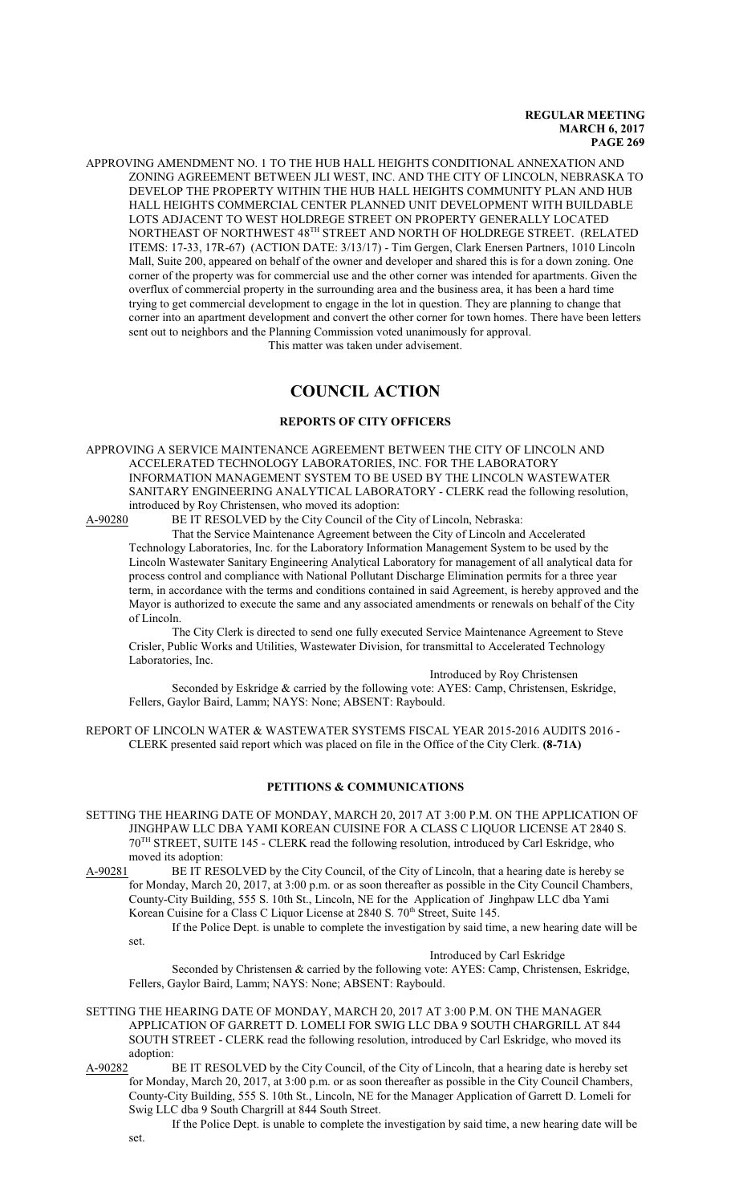APPROVING AMENDMENT NO. 1 TO THE HUB HALL HEIGHTS CONDITIONAL ANNEXATION AND ZONING AGREEMENT BETWEEN JLI WEST, INC. AND THE CITY OF LINCOLN, NEBRASKA TO DEVELOP THE PROPERTY WITHIN THE HUB HALL HEIGHTS COMMUNITY PLAN AND HUB HALL HEIGHTS COMMERCIAL CENTER PLANNED UNIT DEVELOPMENT WITH BUILDABLE LOTS ADJACENT TO WEST HOLDREGE STREET ON PROPERTY GENERALLY LOCATED NORTHEAST OF NORTHWEST 48TH STREET AND NORTH OF HOLDREGE STREET. (RELATED ITEMS: 17-33, 17R-67) (ACTION DATE: 3/13/17) - Tim Gergen, Clark Enersen Partners, 1010 Lincoln Mall, Suite 200, appeared on behalf of the owner and developer and shared this is for a down zoning. One corner of the property was for commercial use and the other corner was intended for apartments. Given the overflux of commercial property in the surrounding area and the business area, it has been a hard time trying to get commercial development to engage in the lot in question. They are planning to change that corner into an apartment development and convert the other corner for town homes. There have been letters sent out to neighbors and the Planning Commission voted unanimously for approval.

This matter was taken under advisement.

# COUNCIL ACTION

## REPORTS OF CITY OFFICERS

APPROVING A SERVICE MAINTENANCE AGREEMENT BETWEEN THE CITY OF LINCOLN AND ACCELERATED TECHNOLOGY LABORATORIES, INC. FOR THE LABORATORY INFORMATION MANAGEMENT SYSTEM TO BE USED BY THE LINCOLN WASTEWATER SANITARY ENGINEERING ANALYTICAL LABORATORY - CLERK read the following resolution, introduced by Roy Christensen, who moved its adoption:

A-90280 BE IT RESOLVED by the City Council of the City of Lincoln, Nebraska:

That the Service Maintenance Agreement between the City of Lincoln and Accelerated Technology Laboratories, Inc. for the Laboratory Information Management System to be used by the Lincoln Wastewater Sanitary Engineering Analytical Laboratory for management of all analytical data for process control and compliance with National Pollutant Discharge Elimination permits for a three year term, in accordance with the terms and conditions contained in said Agreement, is hereby approved and the Mayor is authorized to execute the same and any associated amendments or renewals on behalf of the City of Lincoln.

The City Clerk is directed to send one fully executed Service Maintenance Agreement to Steve Crisler, Public Works and Utilities, Wastewater Division, for transmittal to Accelerated Technology Laboratories, Inc.

Introduced by Roy Christensen

Seconded by Eskridge & carried by the following vote: AYES: Camp, Christensen, Eskridge, Fellers, Gaylor Baird, Lamm; NAYS: None; ABSENT: Raybould.

REPORT OF LINCOLN WATER & WASTEWATER SYSTEMS FISCAL YEAR 2015-2016 AUDITS 2016 - CLERK presented said report which was placed on file in the Office of the City Clerk. **(8-71A)**

## PETITIONS & COMMUNICATIONS

SETTING THE HEARING DATE OF MONDAY, MARCH 20, 2017 AT 3:00 P.M. ON THE APPLICATION OF JINGHPAW LLC DBA YAMI KOREAN CUISINE FOR A CLASS C LIQUOR LICENSE AT 2840 S. 70TH STREET, SUITE 145 - CLERK read the following resolution, introduced by Carl Eskridge, who moved its adoption:

A-90281 BE IT RESOLVED by the City Council, of the City of Lincoln, that a hearing date is hereby se for Monday, March 20, 2017, at 3:00 p.m. or as soon thereafter as possible in the City Council Chambers, County-City Building, 555 S. 10th St., Lincoln, NE for the Application of Jinghpaw LLC dba Yami Korean Cuisine for a Class C Liquor License at 2840 S. 70th Street, Suite 145.

If the Police Dept. is unable to complete the investigation by said time, a new hearing date will be set.

Introduced by Carl Eskridge

Seconded by Christensen & carried by the following vote: AYES: Camp, Christensen, Eskridge, Fellers, Gaylor Baird, Lamm; NAYS: None; ABSENT: Raybould.

SETTING THE HEARING DATE OF MONDAY, MARCH 20, 2017 AT 3:00 P.M. ON THE MANAGER APPLICATION OF GARRETT D. LOMELI FOR SWIG LLC DBA 9 SOUTH CHARGRILL AT 844 SOUTH STREET - CLERK read the following resolution, introduced by Carl Eskridge, who moved its adoption:

A-90282 BE IT RESOLVED by the City Council, of the City of Lincoln, that a hearing date is hereby set for Monday, March 20, 2017, at 3:00 p.m. or as soon thereafter as possible in the City Council Chambers, County-City Building, 555 S. 10th St., Lincoln, NE for the Manager Application of Garrett D. Lomeli for Swig LLC dba 9 South Chargrill at 844 South Street.

If the Police Dept. is unable to complete the investigation by said time, a new hearing date will be set.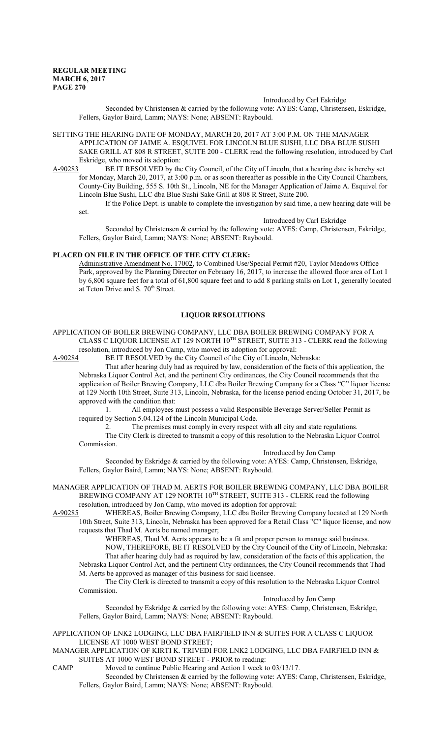Introduced by Carl Eskridge

Seconded by Christensen & carried by the following vote: AYES: Camp, Christensen, Eskridge, Fellers, Gaylor Baird, Lamm; NAYS: None; ABSENT: Raybould.

SETTING THE HEARING DATE OF MONDAY, MARCH 20, 2017 AT 3:00 P.M. ON THE MANAGER APPLICATION OF JAIME A. ESQUIVEL FOR LINCOLN BLUE SUSHI, LLC DBA BLUE SUSHI SAKE GRILL AT 808 R STREET, SUITE 200 - CLERK read the following resolution, introduced by Carl Eskridge, who moved its adoption:

A-90283 BE IT RESOLVED by the City Council, of the City of Lincoln, that a hearing date is hereby set for Monday, March 20, 2017, at 3:00 p.m. or as soon thereafter as possible in the City Council Chambers, County-City Building, 555 S. 10th St., Lincoln, NE for the Manager Application of Jaime A. Esquivel for Lincoln Blue Sushi, LLC dba Blue Sushi Sake Grill at 808 R Street, Suite 200.

If the Police Dept. is unable to complete the investigation by said time, a new hearing date will be set.

Introduced by Carl Eskridge

Seconded by Christensen & carried by the following vote: AYES: Camp, Christensen, Eskridge, Fellers, Gaylor Baird, Lamm; NAYS: None; ABSENT: Raybould.

**PLACED ON FILE IN THE OFFICE OF THE CITY CLERK:**

Administrative Amendment No. 17002, to Combined Use/Special Permit #20, Taylor Meadows Office Park, approved by the Planning Director on February 16, 2017, to increase the allowed floor area of Lot 1 by 6,800 square feet for a total of 61,800 square feet and to add 8 parking stalls on Lot 1, generally located at Teton Drive and S. 70th Street.

## LIQUOR RESOLUTIONS

APPLICATION OF BOILER BREWING COMPANY, LLC DBA BOILER BREWING COMPANY FOR A CLASS C LIQUOR LICENSE AT 129 NORTH 10TH STREET, SUITE 313 - CLERK read the following resolution, introduced by Jon Camp, who moved its adoption for approval:

A-90284 BE IT RESOLVED by the City Council of the City of Lincoln, Nebraska:

That after hearing duly had as required by law, consideration of the facts of this application, the Nebraska Liquor Control Act, and the pertinent City ordinances, the City Council recommends that the application of Boiler Brewing Company, LLC dba Boiler Brewing Company for a Class "C" liquor license at 129 North 10th Street, Suite 313, Lincoln, Nebraska, for the license period ending October 31, 2017, be approved with the condition that:

1. All employees must possess a valid Responsible Beverage Server/Seller Permit as required by Section 5.04.124 of the Lincoln Municipal Code.
2. The premises must comply in every respect with all city and state regulations.

The City Clerk is directed to transmit a copy of this resolution to the Nebraska Liquor Control Commission.

Introduced by Jon Camp

Seconded by Eskridge & carried by the following vote: AYES: Camp, Christensen, Eskridge, Fellers, Gaylor Baird, Lamm; NAYS: None; ABSENT: Raybould.

MANAGER APPLICATION OF THAD M. AERTS FOR BOILER BREWING COMPANY, LLC DBA BOILER BREWING COMPANY AT 129 NORTH 10TH STREET, SUITE 313 - CLERK read the following resolution, introduced by Jon Camp, who moved its adoption for approval:

A-90285 WHEREAS, Boiler Brewing Company, LLC dba Boiler Brewing Company located at 129 North 10th Street, Suite 313, Lincoln, Nebraska has been approved for a Retail Class "C" liquor license, and now requests that Thad M. Aerts be named manager;

WHEREAS, Thad M. Aerts appears to be a fit and proper person to manage said business.

NOW, THEREFORE, BE IT RESOLVED by the City Council of the City of Lincoln, Nebraska:

That after hearing duly had as required by law, consideration of the facts of this application, the Nebraska Liquor Control Act, and the pertinent City ordinances, the City Council recommends that Thad M. Aerts be approved as manager of this business for said licensee.

The City Clerk is directed to transmit a copy of this resolution to the Nebraska Liquor Control Commission.

Introduced by Jon Camp

Seconded by Eskridge & carried by the following vote: AYES: Camp, Christensen, Eskridge, Fellers, Gaylor Baird, Lamm; NAYS: None; ABSENT: Raybould.

APPLICATION OF LNK2 LODGING, LLC DBA FAIRFIELD INN & SUITES FOR A CLASS C LIQUOR LICENSE AT 1000 WEST BOND STREET;

MANAGER APPLICATION OF KIRTI K. TRIVEDI FOR LNK2 LODGING, LLC DBA FAIRFIELD INN & SUITES AT 1000 WEST BOND STREET - PRIOR to reading:

CAMP Moved to continue Public Hearing and Action 1 week to 03/13/17.

Seconded by Christensen & carried by the following vote: AYES: Camp, Christensen, Eskridge, Fellers, Gaylor Baird, Lamm; NAYS: None; ABSENT: Raybould.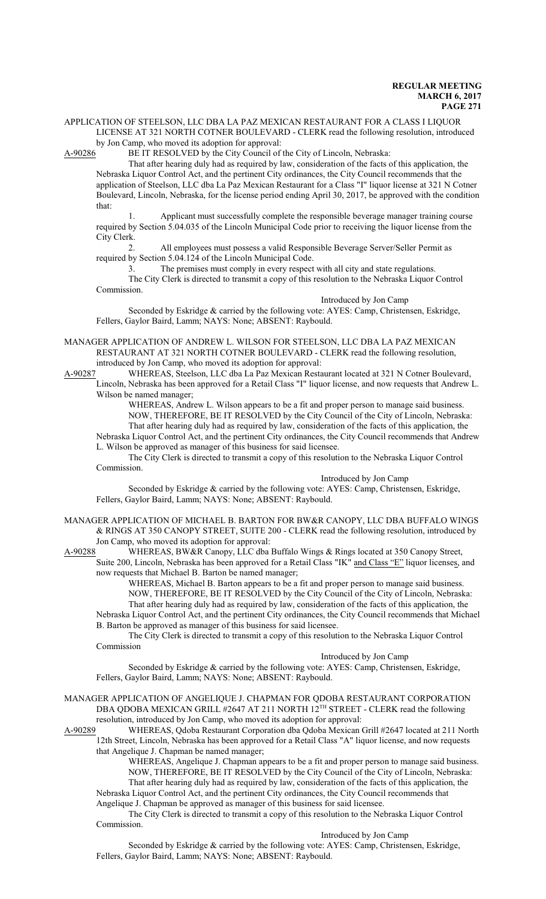APPLICATION OF STEELSON, LLC DBA LA PAZ MEXICAN RESTAURANT FOR A CLASS I LIQUOR LICENSE AT 321 NORTH COTNER BOULEVARD - CLERK read the following resolution, introduced by Jon Camp, who moved its adoption for approval:

A-90286 BE IT RESOLVED by the City Council of the City of Lincoln, Nebraska:

That after hearing duly had as required by law, consideration of the facts of this application, the Nebraska Liquor Control Act, and the pertinent City ordinances, the City Council recommends that the application of Steelson, LLC dba La Paz Mexican Restaurant for a Class "I" liquor license at 321 N Cotner Boulevard, Lincoln, Nebraska, for the license period ending April 30, 2017, be approved with the condition that:

1. Applicant must successfully complete the responsible beverage manager training course required by Section 5.04.035 of the Lincoln Municipal Code prior to receiving the liquor license from the City Clerk.
2. All employees must possess a valid Responsible Beverage Server/Seller Permit as required by Section 5.04.124 of the Lincoln Municipal Code.
3. The premises must comply in every respect with all city and state regulations.

The City Clerk is directed to transmit a copy of this resolution to the Nebraska Liquor Control Commission.

Introduced by Jon Camp

Seconded by Eskridge & carried by the following vote: AYES: Camp, Christensen, Eskridge, Fellers, Gaylor Baird, Lamm; NAYS: None; ABSENT: Raybould.

MANAGER APPLICATION OF ANDREW L. WILSON FOR STEELSON, LLC DBA LA PAZ MEXICAN RESTAURANT AT 321 NORTH COTNER BOULEVARD - CLERK read the following resolution, introduced by Jon Camp, who moved its adoption for approval:

A-90287 WHEREAS, Steelson, LLC dba La Paz Mexican Restaurant located at 321 N Cotner Boulevard, Lincoln, Nebraska has been approved for a Retail Class "I" liquor license, and now requests that Andrew L. Wilson be named manager;

WHEREAS, Andrew L. Wilson appears to be a fit and proper person to manage said business.

NOW, THEREFORE, BE IT RESOLVED by the City Council of the City of Lincoln, Nebraska:

That after hearing duly had as required by law, consideration of the facts of this application, the Nebraska Liquor Control Act, and the pertinent City ordinances, the City Council recommends that Andrew L. Wilson be approved as manager of this business for said licensee.

The City Clerk is directed to transmit a copy of this resolution to the Nebraska Liquor Control Commission.

Introduced by Jon Camp

Seconded by Eskridge & carried by the following vote: AYES: Camp, Christensen, Eskridge, Fellers, Gaylor Baird, Lamm; NAYS: None; ABSENT: Raybould.

MANAGER APPLICATION OF MICHAEL B. BARTON FOR BW&R CANOPY, LLC DBA BUFFALO WINGS & RINGS AT 350 CANOPY STREET, SUITE 200 - CLERK read the following resolution, introduced by Jon Camp, who moved its adoption for approval:

A-90288 WHEREAS, BW&R Canopy, LLC dba Buffalo Wings & Rings located at 350 Canopy Street, Suite 200, Lincoln, Nebraska has been approved for a Retail Class "IK" and Class "E" liquor licenses, and now requests that Michael B. Barton be named manager;

WHEREAS, Michael B. Barton appears to be a fit and proper person to manage said business.

NOW, THEREFORE, BE IT RESOLVED by the City Council of the City of Lincoln, Nebraska:

That after hearing duly had as required by law, consideration of the facts of this application, the Nebraska Liquor Control Act, and the pertinent City ordinances, the City Council recommends that Michael B. Barton be approved as manager of this business for said licensee.

The City Clerk is directed to transmit a copy of this resolution to the Nebraska Liquor Control Commission

Introduced by Jon Camp

Seconded by Eskridge & carried by the following vote: AYES: Camp, Christensen, Eskridge, Fellers, Gaylor Baird, Lamm; NAYS: None; ABSENT: Raybould.

MANAGER APPLICATION OF ANGELIQUE J. CHAPMAN FOR QDOBA RESTAURANT CORPORATION DBA QDOBA MEXICAN GRILL #2647 AT 211 NORTH 12TH STREET - CLERK read the following resolution, introduced by Jon Camp, who moved its adoption for approval:

A-90289 WHEREAS, Qdoba Restaurant Corporation dba Qdoba Mexican Grill #2647 located at 211 North 12th Street, Lincoln, Nebraska has been approved for a Retail Class "A" liquor license, and now requests that Angelique J. Chapman be named manager;

WHEREAS, Angelique J. Chapman appears to be a fit and proper person to manage said business.

NOW, THEREFORE, BE IT RESOLVED by the City Council of the City of Lincoln, Nebraska:

That after hearing duly had as required by law, consideration of the facts of this application, the Nebraska Liquor Control Act, and the pertinent City ordinances, the City Council recommends that Angelique J. Chapman be approved as manager of this business for said licensee.

The City Clerk is directed to transmit a copy of this resolution to the Nebraska Liquor Control Commission.

Introduced by Jon Camp

Seconded by Eskridge & carried by the following vote: AYES: Camp, Christensen, Eskridge, Fellers, Gaylor Baird, Lamm; NAYS: None; ABSENT: Raybould.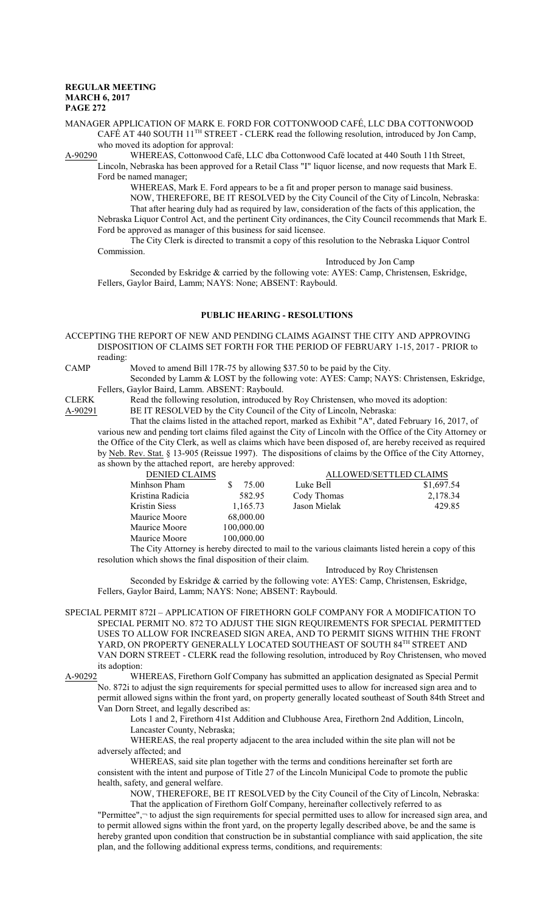MANAGER APPLICATION OF MARK E. FORD FOR COTTONWOOD CAFÉ, LLC DBA COTTONWOOD CAFÉ AT 440 SOUTH 11TH STREET - CLERK read the following resolution, introduced by Jon Camp, who moved its adoption for approval:

A-90290 WHEREAS, Cottonwood Café, LLC dba Cottonwood Café located at 440 South 11th Street, Lincoln, Nebraska has been approved for a Retail Class "I" liquor license, and now requests that Mark E. Ford be named manager;

WHEREAS, Mark E. Ford appears to be a fit and proper person to manage said business.

NOW, THEREFORE, BE IT RESOLVED by the City Council of the City of Lincoln, Nebraska: That after hearing duly had as required by law, consideration of the facts of this application, the Nebraska Liquor Control Act, and the pertinent City ordinances, the City Council recommends that Mark E. Ford be approved as manager of this business for said licensee.

The City Clerk is directed to transmit a copy of this resolution to the Nebraska Liquor Control Commission.

Introduced by Jon Camp

Seconded by Eskridge & carried by the following vote: AYES: Camp, Christensen, Eskridge, Fellers, Gaylor Baird, Lamm; NAYS: None; ABSENT: Raybould.

## PUBLIC HEARING - RESOLUTIONS

ACCEPTING THE REPORT OF NEW AND PENDING CLAIMS AGAINST THE CITY AND APPROVING DISPOSITION OF CLAIMS SET FORTH FOR THE PERIOD OF FEBRUARY 1-15, 2017 - PRIOR to reading:

CAMP Moved to amend Bill 17R-75 by allowing $37.50 to be paid by the City.

Seconded by Lamm & LOST by the following vote: AYES: Camp; NAYS: Christensen, Eskridge, Fellers, Gaylor Baird, Lamm. ABSENT: Raybould.

CLERK Read the following resolution, introduced by Roy Christensen, who moved its adoption:

A-90291 BE IT RESOLVED by the City Council of the City of Lincoln, Nebraska:

That the claims listed in the attached report, marked as Exhibit "A", dated February 16, 2017, of various new and pending tort claims filed against the City of Lincoln with the Office of the City Attorney or the Office of the City Clerk, as well as claims which have been disposed of, are hereby received as required by Neb. Rev. Stat. § 13-905 (Reissue 1997). The dispositions of claims by the Office of the City Attorney, as shown by the attached report, are hereby approved:

| DENIED CLAIMS | | ALLOWED/SETTLED CLAIMS | |
|---|---|---|---|
| Minhson Pham | $ 75.00 | Luke Bell | $1,697.54 |
| Kristina Radicia | 582.95 | Cody Thomas | 2,178.34 |
| Kristin Siess | 1,165.73 | Jason Mielak | 429.85 |
| Maurice Moore | 68,000.00 | | |
| Maurice Moore | 100,000.00 | | |
| Maurice Moore | 100,000.00 | | |

The City Attorney is hereby directed to mail to the various claimants listed herein a copy of this resolution which shows the final disposition of their claim.

Introduced by Roy Christensen

Seconded by Eskridge & carried by the following vote: AYES: Camp, Christensen, Eskridge, Fellers, Gaylor Baird, Lamm; NAYS: None; ABSENT: Raybould.

SPECIAL PERMIT 872I – APPLICATION OF FIRETHORN GOLF COMPANY FOR A MODIFICATION TO SPECIAL PERMIT NO. 872 TO ADJUST THE SIGN REQUIREMENTS FOR SPECIAL PERMITTED USES TO ALLOW FOR INCREASED SIGN AREA, AND TO PERMIT SIGNS WITHIN THE FRONT YARD, ON PROPERTY GENERALLY LOCATED SOUTHEAST OF SOUTH 84TH STREET AND VAN DORN STREET - CLERK read the following resolution, introduced by Roy Christensen, who moved its adoption:

A-90292 WHEREAS, Firethorn Golf Company has submitted an application designated as Special Permit No. 872i to adjust the sign requirements for special permitted uses to allow for increased sign area and to permit allowed signs within the front yard, on property generally located southeast of South 84th Street and Van Dorn Street, and legally described as:

Lots 1 and 2, Firethorn 41st Addition and Clubhouse Area, Firethorn 2nd Addition, Lincoln, Lancaster County, Nebraska;

WHEREAS, the real property adjacent to the area included within the site plan will not be adversely affected; and

WHEREAS, said site plan together with the terms and conditions hereinafter set forth are consistent with the intent and purpose of Title 27 of the Lincoln Municipal Code to promote the public health, safety, and general welfare.

NOW, THEREFORE, BE IT RESOLVED by the City Council of the City of Lincoln, Nebraska: That the application of Firethorn Golf Company, hereinafter collectively referred to as "Permittee",¬ to adjust the sign requirements for special permitted uses to allow for increased sign area, and to permit allowed signs within the front yard, on the property legally described above, be and the same is hereby granted upon condition that construction be in substantial compliance with said application, the site plan, and the following additional express terms, conditions, and requirements: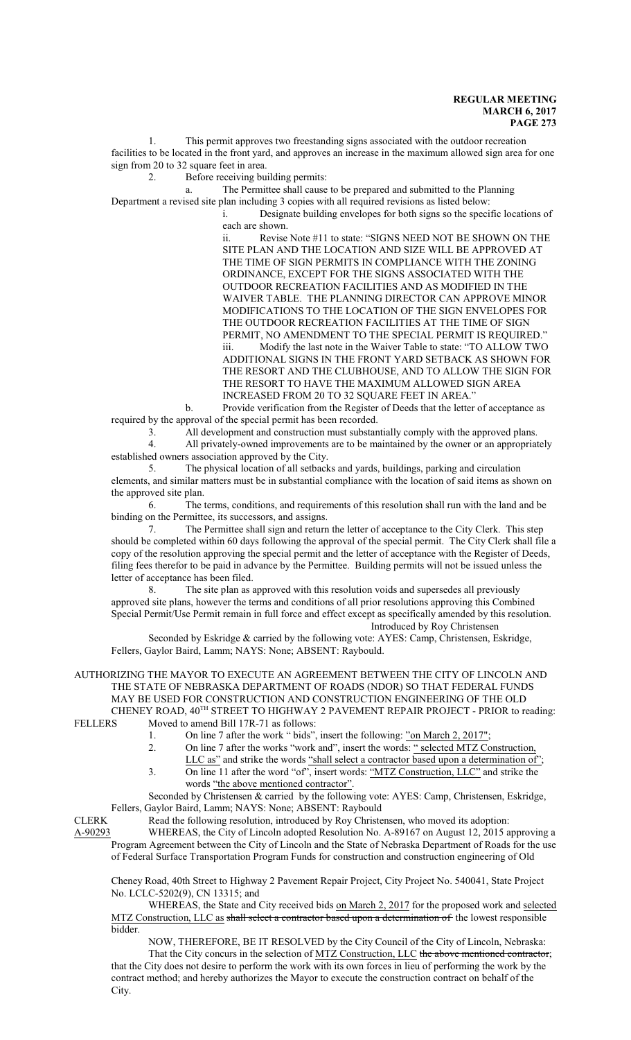1. This permit approves two freestanding signs associated with the outdoor recreation facilities to be located in the front yard, and approves an increase in the maximum allowed sign area for one sign from 20 to 32 square feet in area.

2. Before receiving building permits:

a. The Permittee shall cause to be prepared and submitted to the Planning Department a revised site plan including 3 copies with all required revisions as listed below:

i. Designate building envelopes for both signs so the specific locations of each are shown.

ii. Revise Note #11 to state: "SIGNS NEED NOT BE SHOWN ON THE SITE PLAN AND THE LOCATION AND SIZE WILL BE APPROVED AT THE TIME OF SIGN PERMITS IN COMPLIANCE WITH THE ZONING ORDINANCE, EXCEPT FOR THE SIGNS ASSOCIATED WITH THE OUTDOOR RECREATION FACILITIES AND AS MODIFIED IN THE WAIVER TABLE. THE PLANNING DIRECTOR CAN APPROVE MINOR MODIFICATIONS TO THE LOCATION OF THE SIGN ENVELOPES FOR THE OUTDOOR RECREATION FACILITIES AT THE TIME OF SIGN PERMIT, NO AMENDMENT TO THE SPECIAL PERMIT IS REQUIRED."

iii. Modify the last note in the Waiver Table to state: "TO ALLOW TWO ADDITIONAL SIGNS IN THE FRONT YARD SETBACK AS SHOWN FOR THE RESORT AND THE CLUBHOUSE, AND TO ALLOW THE SIGN FOR THE RESORT TO HAVE THE MAXIMUM ALLOWED SIGN AREA INCREASED FROM 20 TO 32 SQUARE FEET IN AREA."

b. Provide verification from the Register of Deeds that the letter of acceptance as required by the approval of the special permit has been recorded.

3. All development and construction must substantially comply with the approved plans.

4. All privately-owned improvements are to be maintained by the owner or an appropriately established owners association approved by the City.

5. The physical location of all setbacks and yards, buildings, parking and circulation elements, and similar matters must be in substantial compliance with the location of said items as shown on the approved site plan.

6. The terms, conditions, and requirements of this resolution shall run with the land and be binding on the Permittee, its successors, and assigns.

7. The Permittee shall sign and return the letter of acceptance to the City Clerk. This step should be completed within 60 days following the approval of the special permit. The City Clerk shall file a copy of the resolution approving the special permit and the letter of acceptance with the Register of Deeds, filing fees therefor to be paid in advance by the Permittee. Building permits will not be issued unless the letter of acceptance has been filed.

8. The site plan as approved with this resolution voids and supersedes all previously approved site plans, however the terms and conditions of all prior resolutions approving this Combined Special Permit/Use Permit remain in full force and effect except as specifically amended by this resolution.

Introduced by Roy Christensen

Seconded by Eskridge & carried by the following vote: AYES: Camp, Christensen, Eskridge, Fellers, Gaylor Baird, Lamm; NAYS: None; ABSENT: Raybould.

AUTHORIZING THE MAYOR TO EXECUTE AN AGREEMENT BETWEEN THE CITY OF LINCOLN AND THE STATE OF NEBRASKA DEPARTMENT OF ROADS (NDOR) SO THAT FEDERAL FUNDS MAY BE USED FOR CONSTRUCTION AND CONSTRUCTION ENGINEERING OF THE OLD CHENEY ROAD, 40TH STREET TO HIGHWAY 2 PAVEMENT REPAIR PROJECT - PRIOR to reading:

FELLERS Moved to amend Bill 17R-71 as follows:

1. On line 7 after the work " bids", insert the following: "on March 2, 2017";
2. On line 7 after the works "work and", insert the words: " selected MTZ Construction, LLC as" and strike the words "shall select a contractor based upon a determination of";
3. On line 11 after the word "of", insert words: "MTZ Construction, LLC" and strike the words "the above mentioned contractor".

Seconded by Christensen & carried by the following vote: AYES: Camp, Christensen, Eskridge, Fellers, Gaylor Baird, Lamm; NAYS: None; ABSENT: Raybould

CLERK Read the following resolution, introduced by Roy Christensen, who moved its adoption:

A-90293 WHEREAS, the City of Lincoln adopted Resolution No. A-89167 on August 12, 2015 approving a Program Agreement between the City of Lincoln and the State of Nebraska Department of Roads for the use of Federal Surface Transportation Program Funds for construction and construction engineering of Old Cheney Road, 40th Street to Highway 2 Pavement Repair Project, City Project No. 540041, State Project No. LCLC-5202(9), CN 13315; and

WHEREAS, the State and City received bids on March 2, 2017 for the proposed work and selected MTZ Construction, LLC as ~~shall select a contractor based upon a determination of~~ the lowest responsible bidder.

NOW, THEREFORE, BE IT RESOLVED by the City Council of the City of Lincoln, Nebraska:

That the City concurs in the selection of MTZ Construction, LLC ~~the above mentioned contractor~~; that the City does not desire to perform the work with its own forces in lieu of performing the work by the contract method; and hereby authorizes the Mayor to execute the construction contract on behalf of the City.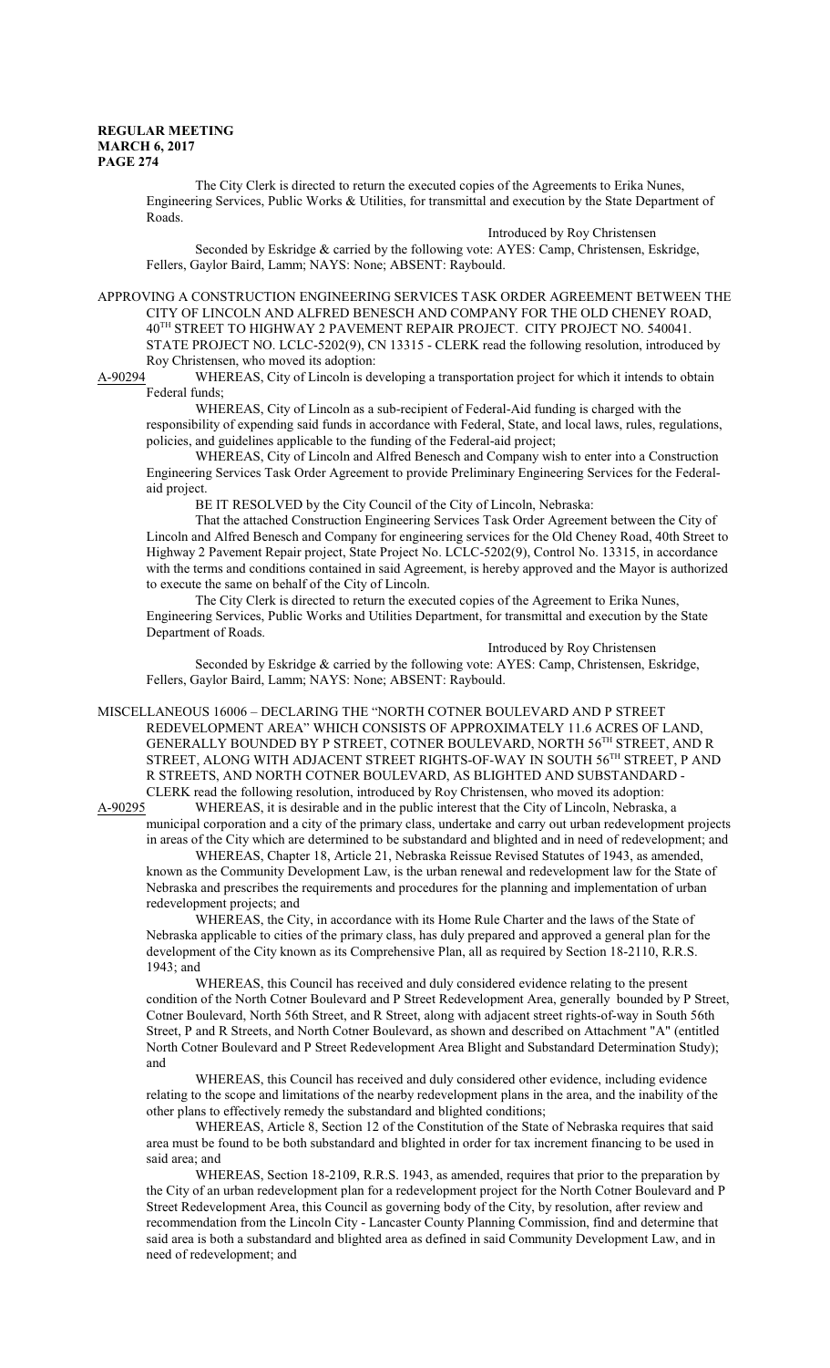The City Clerk is directed to return the executed copies of the Agreements to Erika Nunes, Engineering Services, Public Works & Utilities, for transmittal and execution by the State Department of Roads.

Introduced by Roy Christensen

Seconded by Eskridge & carried by the following vote: AYES: Camp, Christensen, Eskridge, Fellers, Gaylor Baird, Lamm; NAYS: None; ABSENT: Raybould.

APPROVING A CONSTRUCTION ENGINEERING SERVICES TASK ORDER AGREEMENT BETWEEN THE CITY OF LINCOLN AND ALFRED BENESCH AND COMPANY FOR THE OLD CHENEY ROAD, 40TH STREET TO HIGHWAY 2 PAVEMENT REPAIR PROJECT. CITY PROJECT NO. 540041. STATE PROJECT NO. LCLC-5202(9), CN 13315 - CLERK read the following resolution, introduced by Roy Christensen, who moved its adoption:

A-90294 WHEREAS, City of Lincoln is developing a transportation project for which it intends to obtain Federal funds;

WHEREAS, City of Lincoln as a sub-recipient of Federal-Aid funding is charged with the responsibility of expending said funds in accordance with Federal, State, and local laws, rules, regulations, policies, and guidelines applicable to the funding of the Federal-aid project;

WHEREAS, City of Lincoln and Alfred Benesch and Company wish to enter into a Construction Engineering Services Task Order Agreement to provide Preliminary Engineering Services for the Federal-aid project.

BE IT RESOLVED by the City Council of the City of Lincoln, Nebraska:

That the attached Construction Engineering Services Task Order Agreement between the City of Lincoln and Alfred Benesch and Company for engineering services for the Old Cheney Road, 40th Street to Highway 2 Pavement Repair project, State Project No. LCLC-5202(9), Control No. 13315, in accordance with the terms and conditions contained in said Agreement, is hereby approved and the Mayor is authorized to execute the same on behalf of the City of Lincoln.

The City Clerk is directed to return the executed copies of the Agreement to Erika Nunes, Engineering Services, Public Works and Utilities Department, for transmittal and execution by the State Department of Roads.

Introduced by Roy Christensen

Seconded by Eskridge & carried by the following vote: AYES: Camp, Christensen, Eskridge, Fellers, Gaylor Baird, Lamm; NAYS: None; ABSENT: Raybould.

MISCELLANEOUS 16006 – DECLARING THE "NORTH COTNER BOULEVARD AND P STREET REDEVELOPMENT AREA" WHICH CONSISTS OF APPROXIMATELY 11.6 ACRES OF LAND, GENERALLY BOUNDED BY P STREET, COTNER BOULEVARD, NORTH 56TH STREET, AND R STREET, ALONG WITH ADJACENT STREET RIGHTS-OF-WAY IN SOUTH 56TH STREET, P AND R STREETS, AND NORTH COTNER BOULEVARD, AS BLIGHTED AND SUBSTANDARD - CLERK read the following resolution, introduced by Roy Christensen, who moved its adoption:

A-90295 WHEREAS, it is desirable and in the public interest that the City of Lincoln, Nebraska, a municipal corporation and a city of the primary class, undertake and carry out urban redevelopment projects in areas of the City which are determined to be substandard and blighted and in need of redevelopment; and

WHEREAS, Chapter 18, Article 21, Nebraska Reissue Revised Statutes of 1943, as amended, known as the Community Development Law, is the urban renewal and redevelopment law for the State of Nebraska and prescribes the requirements and procedures for the planning and implementation of urban redevelopment projects; and

WHEREAS, the City, in accordance with its Home Rule Charter and the laws of the State of Nebraska applicable to cities of the primary class, has duly prepared and approved a general plan for the development of the City known as its Comprehensive Plan, all as required by Section 18-2110, R.R.S. 1943; and

WHEREAS, this Council has received and duly considered evidence relating to the present condition of the North Cotner Boulevard and P Street Redevelopment Area, generally bounded by P Street, Cotner Boulevard, North 56th Street, and R Street, along with adjacent street rights-of-way in South 56th Street, P and R Streets, and North Cotner Boulevard, as shown and described on Attachment "A" (entitled North Cotner Boulevard and P Street Redevelopment Area Blight and Substandard Determination Study); and

WHEREAS, this Council has received and duly considered other evidence, including evidence relating to the scope and limitations of the nearby redevelopment plans in the area, and the inability of the other plans to effectively remedy the substandard and blighted conditions;

WHEREAS, Article 8, Section 12 of the Constitution of the State of Nebraska requires that said area must be found to be both substandard and blighted in order for tax increment financing to be used in said area; and

WHEREAS, Section 18-2109, R.R.S. 1943, as amended, requires that prior to the preparation by the City of an urban redevelopment plan for a redevelopment project for the North Cotner Boulevard and P Street Redevelopment Area, this Council as governing body of the City, by resolution, after review and recommendation from the Lincoln City - Lancaster County Planning Commission, find and determine that said area is both a substandard and blighted area as defined in said Community Development Law, and in need of redevelopment; and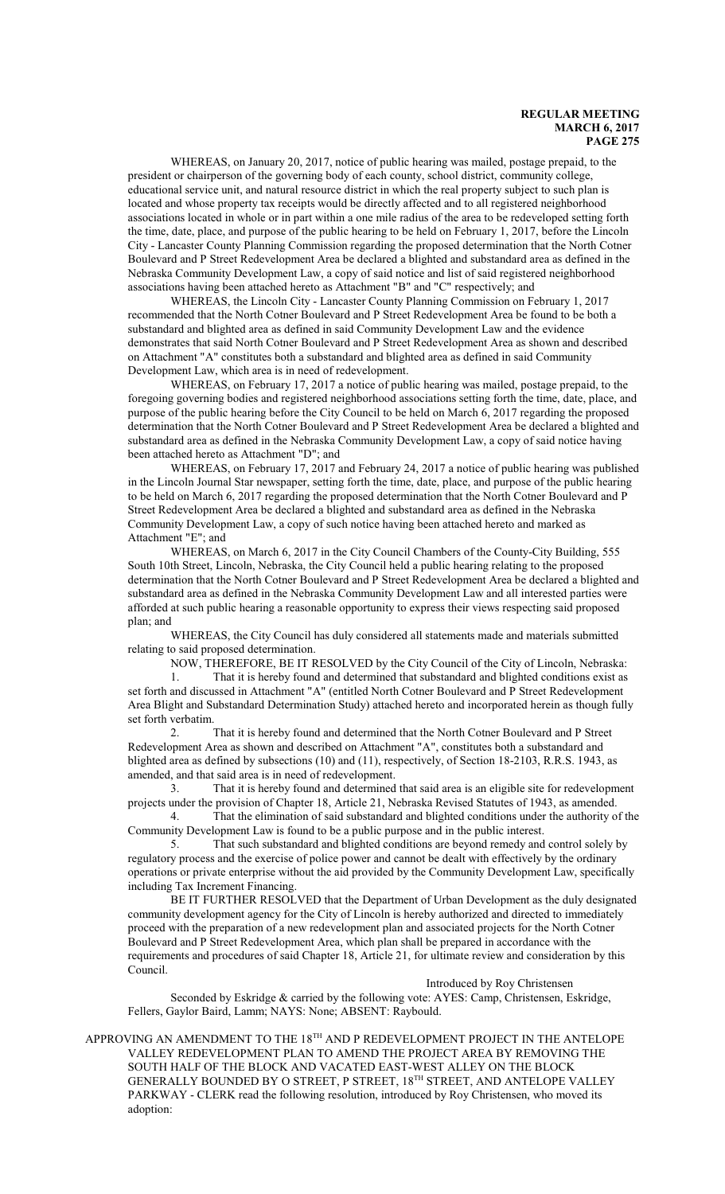WHEREAS, on January 20, 2017, notice of public hearing was mailed, postage prepaid, to the president or chairperson of the governing body of each county, school district, community college, educational service unit, and natural resource district in which the real property subject to such plan is located and whose property tax receipts would be directly affected and to all registered neighborhood associations located in whole or in part within a one mile radius of the area to be redeveloped setting forth the time, date, place, and purpose of the public hearing to be held on February 1, 2017, before the Lincoln City - Lancaster County Planning Commission regarding the proposed determination that the North Cotner Boulevard and P Street Redevelopment Area be declared a blighted and substandard area as defined in the Nebraska Community Development Law, a copy of said notice and list of said registered neighborhood associations having been attached hereto as Attachment "B" and "C" respectively; and

WHEREAS, the Lincoln City - Lancaster County Planning Commission on February 1, 2017 recommended that the North Cotner Boulevard and P Street Redevelopment Area be found to be both a substandard and blighted area as defined in said Community Development Law and the evidence demonstrates that said North Cotner Boulevard and P Street Redevelopment Area as shown and described on Attachment "A" constitutes both a substandard and blighted area as defined in said Community Development Law, which area is in need of redevelopment.

WHEREAS, on February 17, 2017 a notice of public hearing was mailed, postage prepaid, to the foregoing governing bodies and registered neighborhood associations setting forth the time, date, place, and purpose of the public hearing before the City Council to be held on March 6, 2017 regarding the proposed determination that the North Cotner Boulevard and P Street Redevelopment Area be declared a blighted and substandard area as defined in the Nebraska Community Development Law, a copy of said notice having been attached hereto as Attachment "D"; and

WHEREAS, on February 17, 2017 and February 24, 2017 a notice of public hearing was published in the Lincoln Journal Star newspaper, setting forth the time, date, place, and purpose of the public hearing to be held on March 6, 2017 regarding the proposed determination that the North Cotner Boulevard and P Street Redevelopment Area be declared a blighted and substandard area as defined in the Nebraska Community Development Law, a copy of such notice having been attached hereto and marked as Attachment "E"; and

WHEREAS, on March 6, 2017 in the City Council Chambers of the County-City Building, 555 South 10th Street, Lincoln, Nebraska, the City Council held a public hearing relating to the proposed determination that the North Cotner Boulevard and P Street Redevelopment Area be declared a blighted and substandard area as defined in the Nebraska Community Development Law and all interested parties were afforded at such public hearing a reasonable opportunity to express their views respecting said proposed plan; and

WHEREAS, the City Council has duly considered all statements made and materials submitted relating to said proposed determination.

NOW, THEREFORE, BE IT RESOLVED by the City Council of the City of Lincoln, Nebraska:

1. That it is hereby found and determined that substandard and blighted conditions exist as set forth and discussed in Attachment "A" (entitled North Cotner Boulevard and P Street Redevelopment Area Blight and Substandard Determination Study) attached hereto and incorporated herein as though fully set forth verbatim.

2. That it is hereby found and determined that the North Cotner Boulevard and P Street Redevelopment Area as shown and described on Attachment "A", constitutes both a substandard and blighted area as defined by subsections (10) and (11), respectively, of Section 18-2103, R.R.S. 1943, as amended, and that said area is in need of redevelopment.

3. That it is hereby found and determined that said area is an eligible site for redevelopment projects under the provision of Chapter 18, Article 21, Nebraska Revised Statutes of 1943, as amended.

4. That the elimination of said substandard and blighted conditions under the authority of the Community Development Law is found to be a public purpose and in the public interest.

5. That such substandard and blighted conditions are beyond remedy and control solely by regulatory process and the exercise of police power and cannot be dealt with effectively by the ordinary operations or private enterprise without the aid provided by the Community Development Law, specifically including Tax Increment Financing.

BE IT FURTHER RESOLVED that the Department of Urban Development as the duly designated community development agency for the City of Lincoln is hereby authorized and directed to immediately proceed with the preparation of a new redevelopment plan and associated projects for the North Cotner Boulevard and P Street Redevelopment Area, which plan shall be prepared in accordance with the requirements and procedures of said Chapter 18, Article 21, for ultimate review and consideration by this Council.

Introduced by Roy Christensen

Seconded by Eskridge & carried by the following vote: AYES: Camp, Christensen, Eskridge, Fellers, Gaylor Baird, Lamm; NAYS: None; ABSENT: Raybould.

APPROVING AN AMENDMENT TO THE 18TH AND P REDEVELOPMENT PROJECT IN THE ANTELOPE VALLEY REDEVELOPMENT PLAN TO AMEND THE PROJECT AREA BY REMOVING THE SOUTH HALF OF THE BLOCK AND VACATED EAST-WEST ALLEY ON THE BLOCK GENERALLY BOUNDED BY O STREET, P STREET, 18TH STREET, AND ANTELOPE VALLEY PARKWAY - CLERK read the following resolution, introduced by Roy Christensen, who moved its adoption: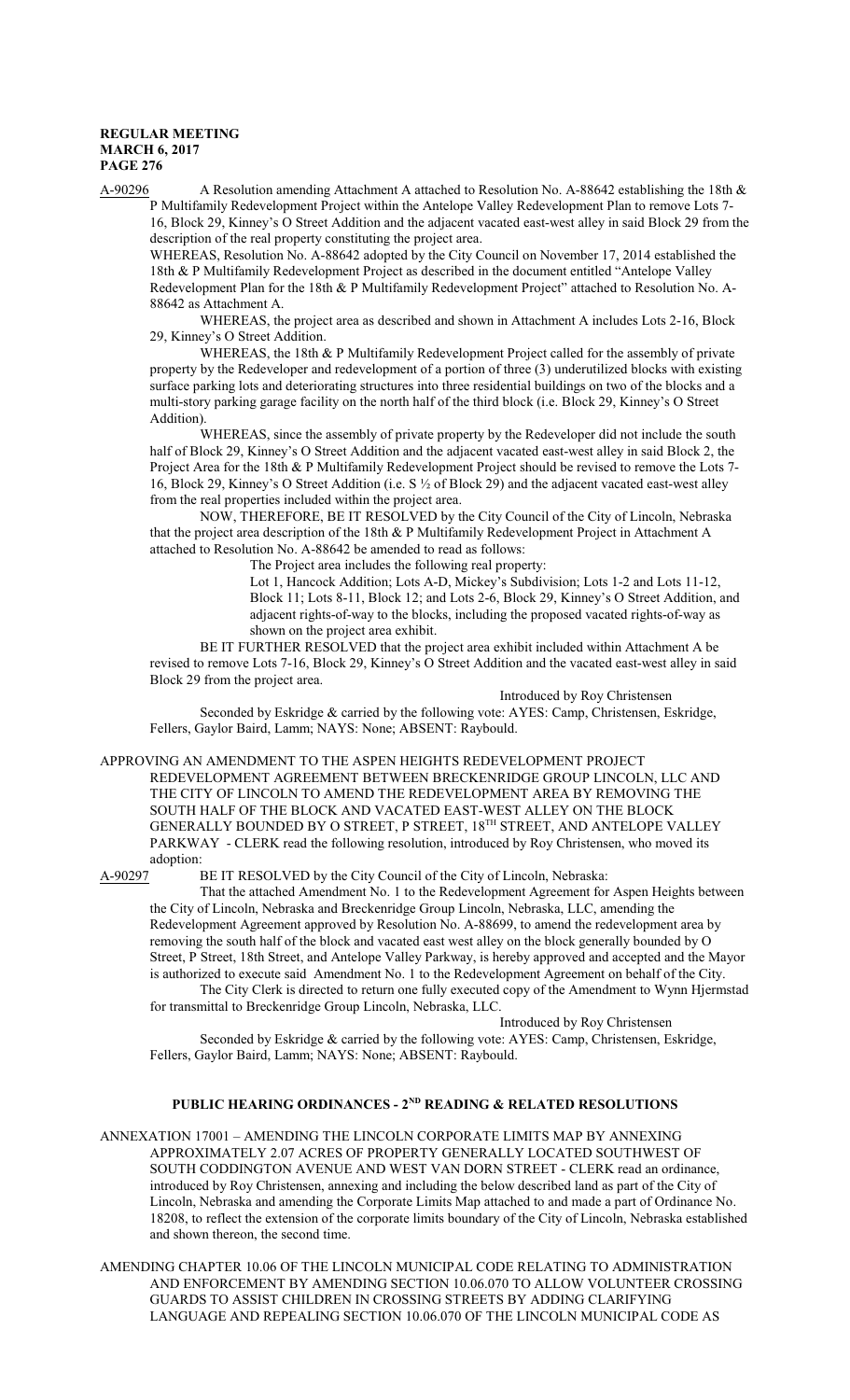A-90296 A Resolution amending Attachment A attached to Resolution No. A-88642 establishing the 18th & P Multifamily Redevelopment Project within the Antelope Valley Redevelopment Plan to remove Lots 7-16, Block 29, Kinney's O Street Addition and the adjacent vacated east-west alley in said Block 29 from the description of the real property constituting the project area.

WHEREAS, Resolution No. A-88642 adopted by the City Council on November 17, 2014 established the 18th & P Multifamily Redevelopment Project as described in the document entitled "Antelope Valley Redevelopment Plan for the 18th & P Multifamily Redevelopment Project" attached to Resolution No. A-88642 as Attachment A.

WHEREAS, the project area as described and shown in Attachment A includes Lots 2-16, Block 29, Kinney's O Street Addition.

WHEREAS, the 18th & P Multifamily Redevelopment Project called for the assembly of private property by the Redeveloper and redevelopment of a portion of three (3) underutilized blocks with existing surface parking lots and deteriorating structures into three residential buildings on two of the blocks and a multi-story parking garage facility on the north half of the third block (i.e. Block 29, Kinney's O Street Addition).

WHEREAS, since the assembly of private property by the Redeveloper did not include the south half of Block 29, Kinney's O Street Addition and the adjacent vacated east-west alley in said Block 2, the Project Area for the 18th & P Multifamily Redevelopment Project should be revised to remove the Lots 7-16, Block 29, Kinney's O Street Addition (i.e. S ½ of Block 29) and the adjacent vacated east-west alley from the real properties included within the project area.

NOW, THEREFORE, BE IT RESOLVED by the City Council of the City of Lincoln, Nebraska that the project area description of the 18th & P Multifamily Redevelopment Project in Attachment A attached to Resolution No. A-88642 be amended to read as follows:

The Project area includes the following real property:

Lot 1, Hancock Addition; Lots A-D, Mickey's Subdivision; Lots 1-2 and Lots 11-12, Block 11; Lots 8-11, Block 12; and Lots 2-6, Block 29, Kinney's O Street Addition, and adjacent rights-of-way to the blocks, including the proposed vacated rights-of-way as shown on the project area exhibit.

BE IT FURTHER RESOLVED that the project area exhibit included within Attachment A be revised to remove Lots 7-16, Block 29, Kinney's O Street Addition and the vacated east-west alley in said Block 29 from the project area.

Introduced by Roy Christensen

Seconded by Eskridge & carried by the following vote: AYES: Camp, Christensen, Eskridge, Fellers, Gaylor Baird, Lamm; NAYS: None; ABSENT: Raybould.

APPROVING AN AMENDMENT TO THE ASPEN HEIGHTS REDEVELOPMENT PROJECT REDEVELOPMENT AGREEMENT BETWEEN BRECKENRIDGE GROUP LINCOLN, LLC AND THE CITY OF LINCOLN TO AMEND THE REDEVELOPMENT AREA BY REMOVING THE SOUTH HALF OF THE BLOCK AND VACATED EAST-WEST ALLEY ON THE BLOCK GENERALLY BOUNDED BY O STREET, P STREET, 18TH STREET, AND ANTELOPE VALLEY PARKWAY - CLERK read the following resolution, introduced by Roy Christensen, who moved its adoption:

A-90297 BE IT RESOLVED by the City Council of the City of Lincoln, Nebraska:

That the attached Amendment No. 1 to the Redevelopment Agreement for Aspen Heights between the City of Lincoln, Nebraska and Breckenridge Group Lincoln, Nebraska, LLC, amending the Redevelopment Agreement approved by Resolution No. A-88699, to amend the redevelopment area by removing the south half of the block and vacated east west alley on the block generally bounded by O Street, P Street, 18th Street, and Antelope Valley Parkway, is hereby approved and accepted and the Mayor is authorized to execute said Amendment No. 1 to the Redevelopment Agreement on behalf of the City.

The City Clerk is directed to return one fully executed copy of the Amendment to Wynn Hjermstad for transmittal to Breckenridge Group Lincoln, Nebraska, LLC.

Introduced by Roy Christensen

Seconded by Eskridge & carried by the following vote: AYES: Camp, Christensen, Eskridge, Fellers, Gaylor Baird, Lamm; NAYS: None; ABSENT: Raybould.

## PUBLIC HEARING ORDINANCES - 2ND READING & RELATED RESOLUTIONS

ANNEXATION 17001 – AMENDING THE LINCOLN CORPORATE LIMITS MAP BY ANNEXING APPROXIMATELY 2.07 ACRES OF PROPERTY GENERALLY LOCATED SOUTHWEST OF SOUTH CODDINGTON AVENUE AND WEST VAN DORN STREET - CLERK read an ordinance, introduced by Roy Christensen, annexing and including the below described land as part of the City of Lincoln, Nebraska and amending the Corporate Limits Map attached to and made a part of Ordinance No. 18208, to reflect the extension of the corporate limits boundary of the City of Lincoln, Nebraska established and shown thereon, the second time.

AMENDING CHAPTER 10.06 OF THE LINCOLN MUNICIPAL CODE RELATING TO ADMINISTRATION AND ENFORCEMENT BY AMENDING SECTION 10.06.070 TO ALLOW VOLUNTEER CROSSING GUARDS TO ASSIST CHILDREN IN CROSSING STREETS BY ADDING CLARIFYING LANGUAGE AND REPEALING SECTION 10.06.070 OF THE LINCOLN MUNICIPAL CODE AS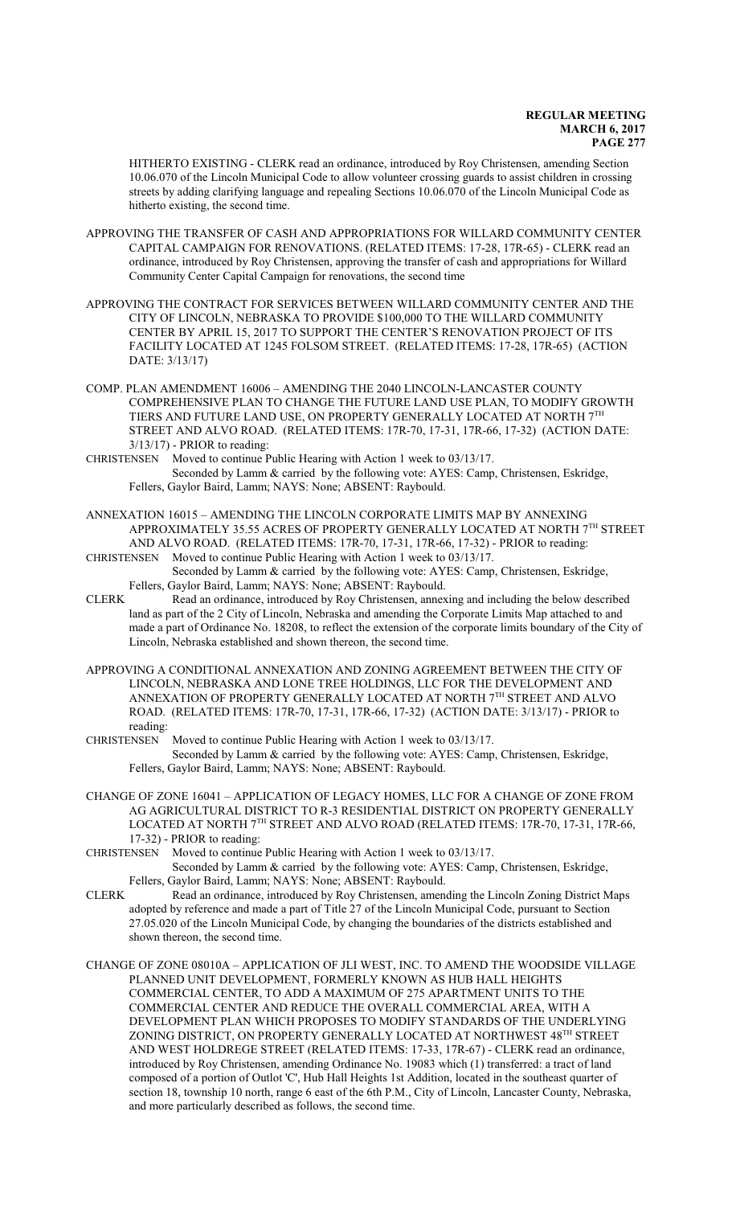HITHERTO EXISTING - CLERK read an ordinance, introduced by Roy Christensen, amending Section 10.06.070 of the Lincoln Municipal Code to allow volunteer crossing guards to assist children in crossing streets by adding clarifying language and repealing Sections 10.06.070 of the Lincoln Municipal Code as hitherto existing, the second time.

APPROVING THE TRANSFER OF CASH AND APPROPRIATIONS FOR WILLARD COMMUNITY CENTER CAPITAL CAMPAIGN FOR RENOVATIONS. (RELATED ITEMS: 17-28, 17R-65) - CLERK read an ordinance, introduced by Roy Christensen, approving the transfer of cash and appropriations for Willard Community Center Capital Campaign for renovations, the second time

APPROVING THE CONTRACT FOR SERVICES BETWEEN WILLARD COMMUNITY CENTER AND THE CITY OF LINCOLN, NEBRASKA TO PROVIDE $100,000 TO THE WILLARD COMMUNITY CENTER BY APRIL 15, 2017 TO SUPPORT THE CENTER'S RENOVATION PROJECT OF ITS FACILITY LOCATED AT 1245 FOLSOM STREET. (RELATED ITEMS: 17-28, 17R-65) (ACTION DATE: 3/13/17)

COMP. PLAN AMENDMENT 16006 – AMENDING THE 2040 LINCOLN-LANCASTER COUNTY COMPREHENSIVE PLAN TO CHANGE THE FUTURE LAND USE PLAN, TO MODIFY GROWTH TIERS AND FUTURE LAND USE, ON PROPERTY GENERALLY LOCATED AT NORTH 7TH STREET AND ALVO ROAD. (RELATED ITEMS: 17R-70, 17-31, 17R-66, 17-32) (ACTION DATE: 3/13/17) - PRIOR to reading:

CHRISTENSEN Moved to continue Public Hearing with Action 1 week to 03/13/17.
Seconded by Lamm & carried by the following vote: AYES: Camp, Christensen, Eskridge, Fellers, Gaylor Baird, Lamm; NAYS: None; ABSENT: Raybould.

ANNEXATION 16015 – AMENDING THE LINCOLN CORPORATE LIMITS MAP BY ANNEXING APPROXIMATELY 35.55 ACRES OF PROPERTY GENERALLY LOCATED AT NORTH 7TH STREET AND ALVO ROAD. (RELATED ITEMS: 17R-70, 17-31, 17R-66, 17-32) - PRIOR to reading:

CHRISTENSEN Moved to continue Public Hearing with Action 1 week to 03/13/17.
Seconded by Lamm & carried by the following vote: AYES: Camp, Christensen, Eskridge, Fellers, Gaylor Baird, Lamm; NAYS: None; ABSENT: Raybould.

CLERK Read an ordinance, introduced by Roy Christensen, annexing and including the below described land as part of the 2 City of Lincoln, Nebraska and amending the Corporate Limits Map attached to and made a part of Ordinance No. 18208, to reflect the extension of the corporate limits boundary of the City of Lincoln, Nebraska established and shown thereon, the second time.

APPROVING A CONDITIONAL ANNEXATION AND ZONING AGREEMENT BETWEEN THE CITY OF LINCOLN, NEBRASKA AND LONE TREE HOLDINGS, LLC FOR THE DEVELOPMENT AND ANNEXATION OF PROPERTY GENERALLY LOCATED AT NORTH 7TH STREET AND ALVO ROAD. (RELATED ITEMS: 17R-70, 17-31, 17R-66, 17-32) (ACTION DATE: 3/13/17) - PRIOR to reading:

CHRISTENSEN Moved to continue Public Hearing with Action 1 week to 03/13/17.
Seconded by Lamm & carried by the following vote: AYES: Camp, Christensen, Eskridge, Fellers, Gaylor Baird, Lamm; NAYS: None; ABSENT: Raybould.

CHANGE OF ZONE 16041 – APPLICATION OF LEGACY HOMES, LLC FOR A CHANGE OF ZONE FROM AG AGRICULTURAL DISTRICT TO R-3 RESIDENTIAL DISTRICT ON PROPERTY GENERALLY LOCATED AT NORTH 7TH STREET AND ALVO ROAD (RELATED ITEMS: 17R-70, 17-31, 17R-66, 17-32) - PRIOR to reading:

CHRISTENSEN Moved to continue Public Hearing with Action 1 week to 03/13/17.
Seconded by Lamm & carried by the following vote: AYES: Camp, Christensen, Eskridge, Fellers, Gaylor Baird, Lamm; NAYS: None; ABSENT: Raybould.

CLERK Read an ordinance, introduced by Roy Christensen, amending the Lincoln Zoning District Maps adopted by reference and made a part of Title 27 of the Lincoln Municipal Code, pursuant to Section 27.05.020 of the Lincoln Municipal Code, by changing the boundaries of the districts established and shown thereon, the second time.

CHANGE OF ZONE 08010A – APPLICATION OF JLI WEST, INC. TO AMEND THE WOODSIDE VILLAGE PLANNED UNIT DEVELOPMENT, FORMERLY KNOWN AS HUB HALL HEIGHTS COMMERCIAL CENTER, TO ADD A MAXIMUM OF 275 APARTMENT UNITS TO THE COMMERCIAL CENTER AND REDUCE THE OVERALL COMMERCIAL AREA, WITH A DEVELOPMENT PLAN WHICH PROPOSES TO MODIFY STANDARDS OF THE UNDERLYING ZONING DISTRICT, ON PROPERTY GENERALLY LOCATED AT NORTHWEST 48TH STREET AND WEST HOLDREGE STREET (RELATED ITEMS: 17-33, 17R-67) - CLERK read an ordinance, introduced by Roy Christensen, amending Ordinance No. 19083 which (1) transferred: a tract of land composed of a portion of Outlot 'C', Hub Hall Heights 1st Addition, located in the southeast quarter of section 18, township 10 north, range 6 east of the 6th P.M., City of Lincoln, Lancaster County, Nebraska, and more particularly described as follows, the second time.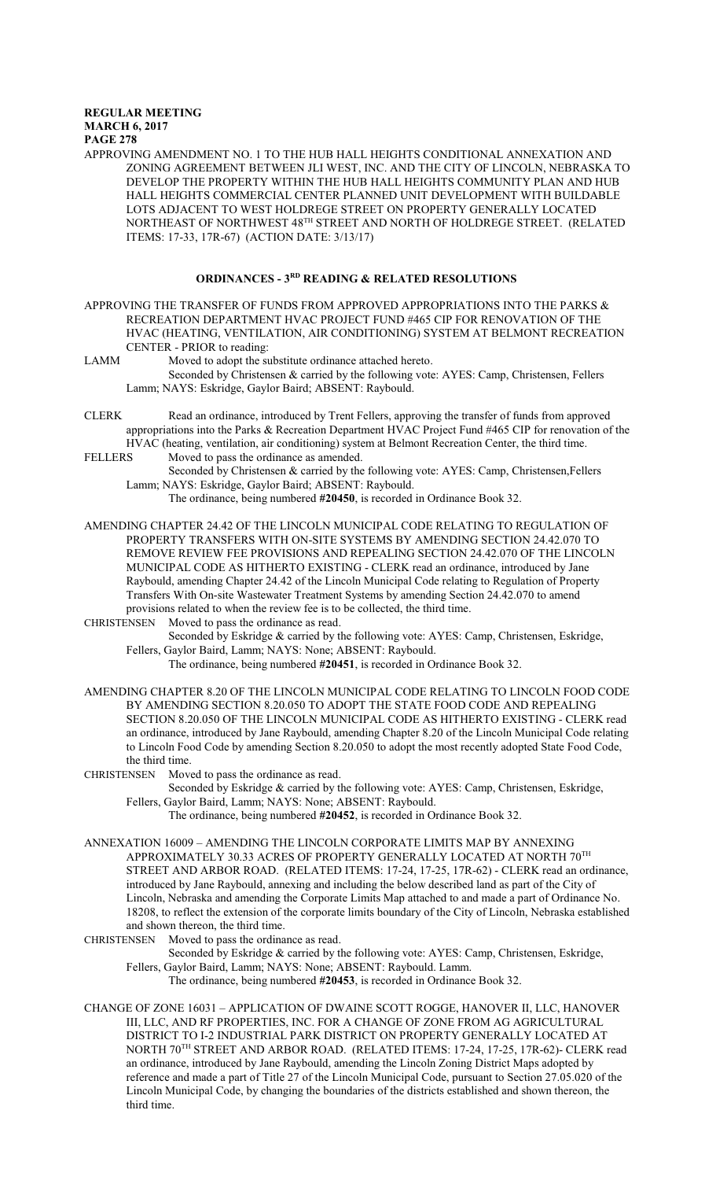APPROVING AMENDMENT NO. 1 TO THE HUB HALL HEIGHTS CONDITIONAL ANNEXATION AND ZONING AGREEMENT BETWEEN JLI WEST, INC. AND THE CITY OF LINCOLN, NEBRASKA TO DEVELOP THE PROPERTY WITHIN THE HUB HALL HEIGHTS COMMUNITY PLAN AND HUB HALL HEIGHTS COMMERCIAL CENTER PLANNED UNIT DEVELOPMENT WITH BUILDABLE LOTS ADJACENT TO WEST HOLDREGE STREET ON PROPERTY GENERALLY LOCATED NORTHEAST OF NORTHWEST 48TH STREET AND NORTH OF HOLDREGE STREET. (RELATED ITEMS: 17-33, 17R-67) (ACTION DATE: 3/13/17)

## ORDINANCES - 3RD READING & RELATED RESOLUTIONS

APPROVING THE TRANSFER OF FUNDS FROM APPROVED APPROPRIATIONS INTO THE PARKS & RECREATION DEPARTMENT HVAC PROJECT FUND #465 CIP FOR RENOVATION OF THE HVAC (HEATING, VENTILATION, AIR CONDITIONING) SYSTEM AT BELMONT RECREATION CENTER - PRIOR to reading:

LAMM Moved to adopt the substitute ordinance attached hereto.

Seconded by Christensen & carried by the following vote: AYES: Camp, Christensen, Fellers Lamm; NAYS: Eskridge, Gaylor Baird; ABSENT: Raybould.

CLERK Read an ordinance, introduced by Trent Fellers, approving the transfer of funds from approved appropriations into the Parks & Recreation Department HVAC Project Fund #465 CIP for renovation of the HVAC (heating, ventilation, air conditioning) system at Belmont Recreation Center, the third time.

FELLERS Moved to pass the ordinance as amended.

Seconded by Christensen & carried by the following vote: AYES: Camp, Christensen,Fellers Lamm; NAYS: Eskridge, Gaylor Baird; ABSENT: Raybould.

The ordinance, being numbered **#20450**, is recorded in Ordinance Book 32.

AMENDING CHAPTER 24.42 OF THE LINCOLN MUNICIPAL CODE RELATING TO REGULATION OF PROPERTY TRANSFERS WITH ON-SITE SYSTEMS BY AMENDING SECTION 24.42.070 TO REMOVE REVIEW FEE PROVISIONS AND REPEALING SECTION 24.42.070 OF THE LINCOLN MUNICIPAL CODE AS HITHERTO EXISTING - CLERK read an ordinance, introduced by Jane Raybould, amending Chapter 24.42 of the Lincoln Municipal Code relating to Regulation of Property Transfers With On-site Wastewater Treatment Systems by amending Section 24.42.070 to amend provisions related to when the review fee is to be collected, the third time.

CHRISTENSEN Moved to pass the ordinance as read.

Seconded by Eskridge & carried by the following vote: AYES: Camp, Christensen, Eskridge, Fellers, Gaylor Baird, Lamm; NAYS: None; ABSENT: Raybould.

The ordinance, being numbered **#20451**, is recorded in Ordinance Book 32.

AMENDING CHAPTER 8.20 OF THE LINCOLN MUNICIPAL CODE RELATING TO LINCOLN FOOD CODE BY AMENDING SECTION 8.20.050 TO ADOPT THE STATE FOOD CODE AND REPEALING SECTION 8.20.050 OF THE LINCOLN MUNICIPAL CODE AS HITHERTO EXISTING - CLERK read an ordinance, introduced by Jane Raybould, amending Chapter 8.20 of the Lincoln Municipal Code relating to Lincoln Food Code by amending Section 8.20.050 to adopt the most recently adopted State Food Code, the third time.

CHRISTENSEN Moved to pass the ordinance as read.

Seconded by Eskridge & carried by the following vote: AYES: Camp, Christensen, Eskridge, Fellers, Gaylor Baird, Lamm; NAYS: None; ABSENT: Raybould.

The ordinance, being numbered **#20452**, is recorded in Ordinance Book 32.

ANNEXATION 16009 – AMENDING THE LINCOLN CORPORATE LIMITS MAP BY ANNEXING APPROXIMATELY 30.33 ACRES OF PROPERTY GENERALLY LOCATED AT NORTH 70TH STREET AND ARBOR ROAD. (RELATED ITEMS: 17-24, 17-25, 17R-62) - CLERK read an ordinance, introduced by Jane Raybould, annexing and including the below described land as part of the City of Lincoln, Nebraska and amending the Corporate Limits Map attached to and made a part of Ordinance No. 18208, to reflect the extension of the corporate limits boundary of the City of Lincoln, Nebraska established and shown thereon, the third time.

CHRISTENSEN Moved to pass the ordinance as read.

Seconded by Eskridge & carried by the following vote: AYES: Camp, Christensen, Eskridge, Fellers, Gaylor Baird, Lamm; NAYS: None; ABSENT: Raybould. Lamm.

The ordinance, being numbered **#20453**, is recorded in Ordinance Book 32.

CHANGE OF ZONE 16031 – APPLICATION OF DWAINE SCOTT ROGGE, HANOVER II, LLC, HANOVER III, LLC, AND RF PROPERTIES, INC. FOR A CHANGE OF ZONE FROM AG AGRICULTURAL DISTRICT TO I-2 INDUSTRIAL PARK DISTRICT ON PROPERTY GENERALLY LOCATED AT NORTH 70TH STREET AND ARBOR ROAD. (RELATED ITEMS: 17-24, 17-25, 17R-62)- CLERK read an ordinance, introduced by Jane Raybould, amending the Lincoln Zoning District Maps adopted by reference and made a part of Title 27 of the Lincoln Municipal Code, pursuant to Section 27.05.020 of the Lincoln Municipal Code, by changing the boundaries of the districts established and shown thereon, the third time.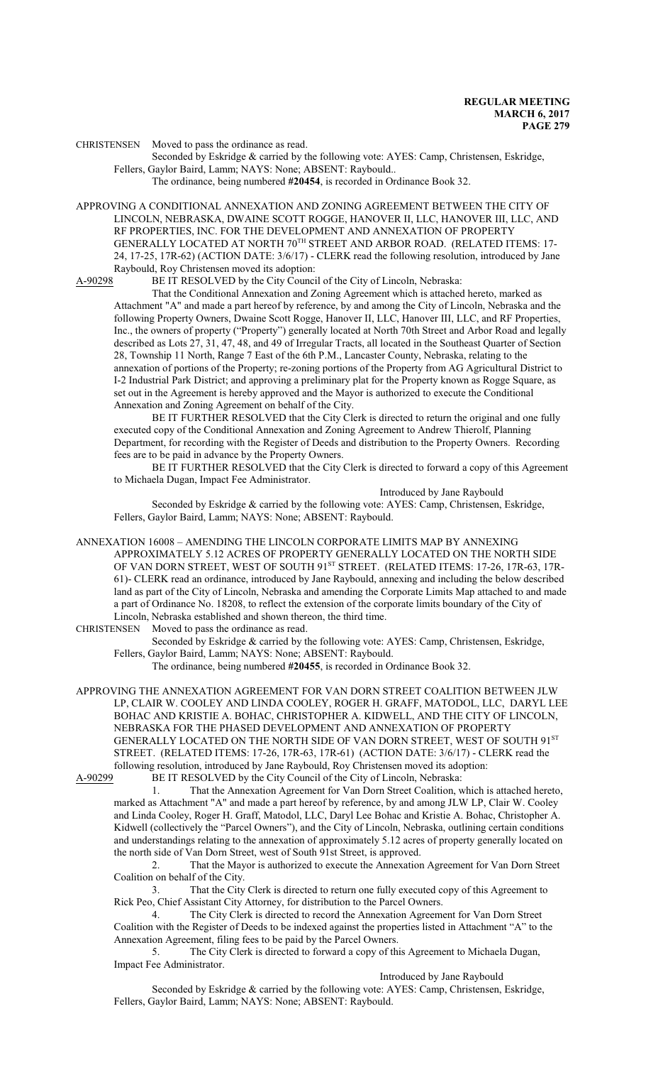CHRISTENSEN Moved to pass the ordinance as read.

Seconded by Eskridge & carried by the following vote: AYES: Camp, Christensen, Eskridge, Fellers, Gaylor Baird, Lamm; NAYS: None; ABSENT: Raybould..

The ordinance, being numbered **#20454**, is recorded in Ordinance Book 32.

APPROVING A CONDITIONAL ANNEXATION AND ZONING AGREEMENT BETWEEN THE CITY OF LINCOLN, NEBRASKA, DWAINE SCOTT ROGGE, HANOVER II, LLC, HANOVER III, LLC, AND RF PROPERTIES, INC. FOR THE DEVELOPMENT AND ANNEXATION OF PROPERTY GENERALLY LOCATED AT NORTH 70TH STREET AND ARBOR ROAD. (RELATED ITEMS: 17-24, 17-25, 17R-62) (ACTION DATE: 3/6/17) - CLERK read the following resolution, introduced by Jane Raybould, Roy Christensen moved its adoption:

A-90298 BE IT RESOLVED by the City Council of the City of Lincoln, Nebraska:

That the Conditional Annexation and Zoning Agreement which is attached hereto, marked as Attachment "A" and made a part hereof by reference, by and among the City of Lincoln, Nebraska and the following Property Owners, Dwaine Scott Rogge, Hanover II, LLC, Hanover III, LLC, and RF Properties, Inc., the owners of property ("Property") generally located at North 70th Street and Arbor Road and legally described as Lots 27, 31, 47, 48, and 49 of Irregular Tracts, all located in the Southeast Quarter of Section 28, Township 11 North, Range 7 East of the 6th P.M., Lancaster County, Nebraska, relating to the annexation of portions of the Property; re-zoning portions of the Property from AG Agricultural District to I-2 Industrial Park District; and approving a preliminary plat for the Property known as Rogge Square, as set out in the Agreement is hereby approved and the Mayor is authorized to execute the Conditional Annexation and Zoning Agreement on behalf of the City.

BE IT FURTHER RESOLVED that the City Clerk is directed to return the original and one fully executed copy of the Conditional Annexation and Zoning Agreement to Andrew Thierolf, Planning Department, for recording with the Register of Deeds and distribution to the Property Owners. Recording fees are to be paid in advance by the Property Owners.

BE IT FURTHER RESOLVED that the City Clerk is directed to forward a copy of this Agreement to Michaela Dugan, Impact Fee Administrator.

Introduced by Jane Raybould

Seconded by Eskridge & carried by the following vote: AYES: Camp, Christensen, Eskridge, Fellers, Gaylor Baird, Lamm; NAYS: None; ABSENT: Raybould.

ANNEXATION 16008 – AMENDING THE LINCOLN CORPORATE LIMITS MAP BY ANNEXING APPROXIMATELY 5.12 ACRES OF PROPERTY GENERALLY LOCATED ON THE NORTH SIDE OF VAN DORN STREET, WEST OF SOUTH 91ST STREET. (RELATED ITEMS: 17-26, 17R-63, 17R-61)- CLERK read an ordinance, introduced by Jane Raybould, annexing and including the below described land as part of the City of Lincoln, Nebraska and amending the Corporate Limits Map attached to and made a part of Ordinance No. 18208, to reflect the extension of the corporate limits boundary of the City of Lincoln, Nebraska established and shown thereon, the third time.

CHRISTENSEN Moved to pass the ordinance as read.

Seconded by Eskridge & carried by the following vote: AYES: Camp, Christensen, Eskridge, Fellers, Gaylor Baird, Lamm; NAYS: None; ABSENT: Raybould.

The ordinance, being numbered **#20455**, is recorded in Ordinance Book 32.

APPROVING THE ANNEXATION AGREEMENT FOR VAN DORN STREET COALITION BETWEEN JLW LP, CLAIR W. COOLEY AND LINDA COOLEY, ROGER H. GRAFF, MATODOL, LLC, DARYL LEE BOHAC AND KRISTIE A. BOHAC, CHRISTOPHER A. KIDWELL, AND THE CITY OF LINCOLN, NEBRASKA FOR THE PHASED DEVELOPMENT AND ANNEXATION OF PROPERTY GENERALLY LOCATED ON THE NORTH SIDE OF VAN DORN STREET, WEST OF SOUTH 91ST STREET. (RELATED ITEMS: 17-26, 17R-63, 17R-61) (ACTION DATE: 3/6/17) - CLERK read the following resolution, introduced by Jane Raybould, Roy Christensen moved its adoption:

A-90299 BE IT RESOLVED by the City Council of the City of Lincoln, Nebraska:

1. That the Annexation Agreement for Van Dorn Street Coalition, which is attached hereto, marked as Attachment "A" and made a part hereof by reference, by and among JLW LP, Clair W. Cooley and Linda Cooley, Roger H. Graff, Matodol, LLC, Daryl Lee Bohac and Kristie A. Bohac, Christopher A. Kidwell (collectively the "Parcel Owners"), and the City of Lincoln, Nebraska, outlining certain conditions and understandings relating to the annexation of approximately 5.12 acres of property generally located on the north side of Van Dorn Street, west of South 91st Street, is approved.

2. That the Mayor is authorized to execute the Annexation Agreement for Van Dorn Street Coalition on behalf of the City.

3. That the City Clerk is directed to return one fully executed copy of this Agreement to Rick Peo, Chief Assistant City Attorney, for distribution to the Parcel Owners.

4. The City Clerk is directed to record the Annexation Agreement for Van Dorn Street Coalition with the Register of Deeds to be indexed against the properties listed in Attachment "A" to the Annexation Agreement, filing fees to be paid by the Parcel Owners.

5. The City Clerk is directed to forward a copy of this Agreement to Michaela Dugan, Impact Fee Administrator.

Introduced by Jane Raybould

Seconded by Eskridge & carried by the following vote: AYES: Camp, Christensen, Eskridge, Fellers, Gaylor Baird, Lamm; NAYS: None; ABSENT: Raybould.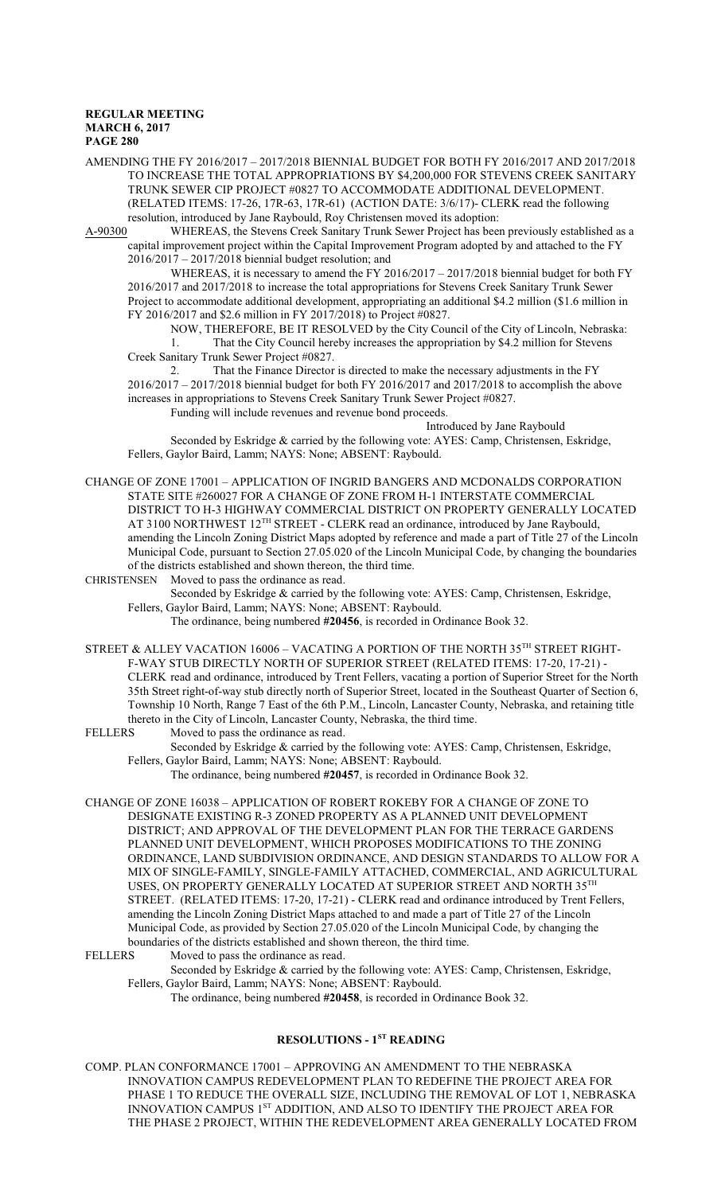AMENDING THE FY 2016/2017 – 2017/2018 BIENNIAL BUDGET FOR BOTH FY 2016/2017 AND 2017/2018 TO INCREASE THE TOTAL APPROPRIATIONS BY $4,200,000 FOR STEVENS CREEK SANITARY TRUNK SEWER CIP PROJECT #0827 TO ACCOMMODATE ADDITIONAL DEVELOPMENT. (RELATED ITEMS: 17-26, 17R-63, 17R-61) (ACTION DATE: 3/6/17)- CLERK read the following resolution, introduced by Jane Raybould, Roy Christensen moved its adoption:

A-90300 WHEREAS, the Stevens Creek Sanitary Trunk Sewer Project has been previously established as a capital improvement project within the Capital Improvement Program adopted by and attached to the FY 2016/2017 – 2017/2018 biennial budget resolution; and

WHEREAS, it is necessary to amend the FY 2016/2017 – 2017/2018 biennial budget for both FY 2016/2017 and 2017/2018 to increase the total appropriations for Stevens Creek Sanitary Trunk Sewer Project to accommodate additional development, appropriating an additional $4.2 million ($1.6 million in FY 2016/2017 and $2.6 million in FY 2017/2018) to Project #0827.

NOW, THEREFORE, BE IT RESOLVED by the City Council of the City of Lincoln, Nebraska:

1. That the City Council hereby increases the appropriation by $4.2 million for Stevens Creek Sanitary Trunk Sewer Project #0827.

2. That the Finance Director is directed to make the necessary adjustments in the FY 2016/2017 – 2017/2018 biennial budget for both FY 2016/2017 and 2017/2018 to accomplish the above increases in appropriations to Stevens Creek Sanitary Trunk Sewer Project #0827.

Funding will include revenues and revenue bond proceeds.

Introduced by Jane Raybould

Seconded by Eskridge & carried by the following vote: AYES: Camp, Christensen, Eskridge, Fellers, Gaylor Baird, Lamm; NAYS: None; ABSENT: Raybould.

CHANGE OF ZONE 17001 – APPLICATION OF INGRID BANGERS AND MCDONALDS CORPORATION STATE SITE #260027 FOR A CHANGE OF ZONE FROM H-1 INTERSTATE COMMERCIAL DISTRICT TO H-3 HIGHWAY COMMERCIAL DISTRICT ON PROPERTY GENERALLY LOCATED AT 3100 NORTHWEST 12TH STREET - CLERK read an ordinance, introduced by Jane Raybould, amending the Lincoln Zoning District Maps adopted by reference and made a part of Title 27 of the Lincoln Municipal Code, pursuant to Section 27.05.020 of the Lincoln Municipal Code, by changing the boundaries of the districts established and shown thereon, the third time.

CHRISTENSEN Moved to pass the ordinance as read.

Seconded by Eskridge & carried by the following vote: AYES: Camp, Christensen, Eskridge, Fellers, Gaylor Baird, Lamm; NAYS: None; ABSENT: Raybould.

The ordinance, being numbered **#20456**, is recorded in Ordinance Book 32.

STREET & ALLEY VACATION 16006 – VACATING A PORTION OF THE NORTH 35TH STREET RIGHT-F-WAY STUB DIRECTLY NORTH OF SUPERIOR STREET (RELATED ITEMS: 17-20, 17-21) - CLERK read and ordinance, introduced by Trent Fellers, vacating a portion of Superior Street for the North 35th Street right-of-way stub directly north of Superior Street, located in the Southeast Quarter of Section 6, Township 10 North, Range 7 East of the 6th P.M., Lincoln, Lancaster County, Nebraska, and retaining title thereto in the City of Lincoln, Lancaster County, Nebraska, the third time.

FELLERS Moved to pass the ordinance as read.

Seconded by Eskridge & carried by the following vote: AYES: Camp, Christensen, Eskridge, Fellers, Gaylor Baird, Lamm; NAYS: None; ABSENT: Raybould.

The ordinance, being numbered **#20457**, is recorded in Ordinance Book 32.

CHANGE OF ZONE 16038 – APPLICATION OF ROBERT ROKEBY FOR A CHANGE OF ZONE TO DESIGNATE EXISTING R-3 ZONED PROPERTY AS A PLANNED UNIT DEVELOPMENT DISTRICT; AND APPROVAL OF THE DEVELOPMENT PLAN FOR THE TERRACE GARDENS PLANNED UNIT DEVELOPMENT, WHICH PROPOSES MODIFICATIONS TO THE ZONING ORDINANCE, LAND SUBDIVISION ORDINANCE, AND DESIGN STANDARDS TO ALLOW FOR A MIX OF SINGLE-FAMILY, SINGLE-FAMILY ATTACHED, COMMERCIAL, AND AGRICULTURAL USES, ON PROPERTY GENERALLY LOCATED AT SUPERIOR STREET AND NORTH 35TH STREET. (RELATED ITEMS: 17-20, 17-21) - CLERK read and ordinance introduced by Trent Fellers, amending the Lincoln Zoning District Maps attached to and made a part of Title 27 of the Lincoln Municipal Code, as provided by Section 27.05.020 of the Lincoln Municipal Code, by changing the boundaries of the districts established and shown thereon, the third time.

FELLERS Moved to pass the ordinance as read.

Seconded by Eskridge & carried by the following vote: AYES: Camp, Christensen, Eskridge, Fellers, Gaylor Baird, Lamm; NAYS: None; ABSENT: Raybould.

The ordinance, being numbered **#20458**, is recorded in Ordinance Book 32.

## RESOLUTIONS - 1ST READING

COMP. PLAN CONFORMANCE 17001 – APPROVING AN AMENDMENT TO THE NEBRASKA INNOVATION CAMPUS REDEVELOPMENT PLAN TO REDEFINE THE PROJECT AREA FOR PHASE 1 TO REDUCE THE OVERALL SIZE, INCLUDING THE REMOVAL OF LOT 1, NEBRASKA INNOVATION CAMPUS 1ST ADDITION, AND ALSO TO IDENTIFY THE PROJECT AREA FOR THE PHASE 2 PROJECT, WITHIN THE REDEVELOPMENT AREA GENERALLY LOCATED FROM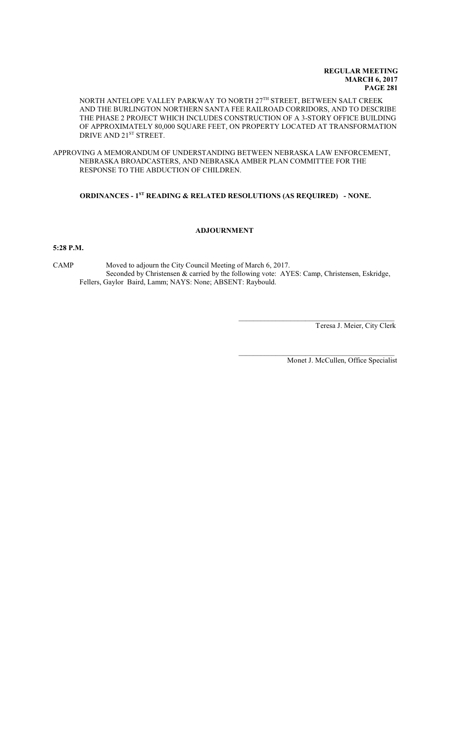NORTH ANTELOPE VALLEY PARKWAY TO NORTH 27TH STREET, BETWEEN SALT CREEK AND THE BURLINGTON NORTHERN SANTA FEE RAILROAD CORRIDORS, AND TO DESCRIBE THE PHASE 2 PROJECT WHICH INCLUDES CONSTRUCTION OF A 3-STORY OFFICE BUILDING OF APPROXIMATELY 80,000 SQUARE FEET, ON PROPERTY LOCATED AT TRANSFORMATION DRIVE AND 21ST STREET.

APPROVING A MEMORANDUM OF UNDERSTANDING BETWEEN NEBRASKA LAW ENFORCEMENT, NEBRASKA BROADCASTERS, AND NEBRASKA AMBER PLAN COMMITTEE FOR THE RESPONSE TO THE ABDUCTION OF CHILDREN.

## ORDINANCES - 1ST READING & RELATED RESOLUTIONS (AS REQUIRED) - NONE.

## ADJOURNMENT

**5:28 P.M.**

CAMP Moved to adjourn the City Council Meeting of March 6, 2017.
Seconded by Christensen & carried by the following vote: AYES: Camp, Christensen, Eskridge, Fellers, Gaylor Baird, Lamm; NAYS: None; ABSENT: Raybould.

\_\_\_\_\_\_\_\_\_\_\_\_\_\_\_\_\_\_\_\_\_\_\_\_\_\_\_\_\_\_\_\_\_\_\_\_\_\_\_\_
Teresa J. Meier, City Clerk

\_\_\_\_\_\_\_\_\_\_\_\_\_\_\_\_\_\_\_\_\_\_\_\_\_\_\_\_\_\_\_\_\_\_\_\_\_\_\_\_
Monet J. McCullen, Office Specialist